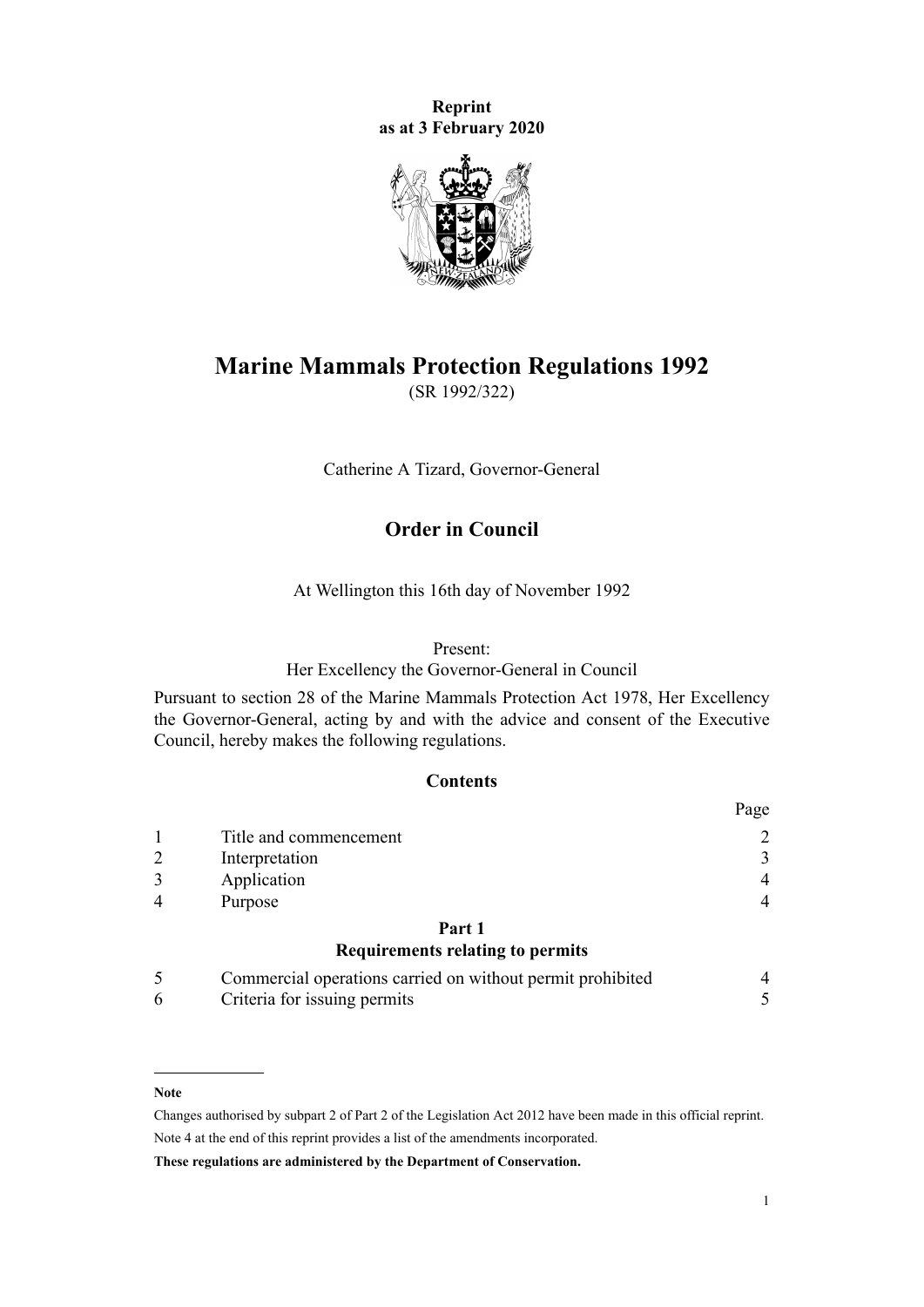**Reprint**
**as at 3 February 2020**

# Marine Mammals Protection Regulations 1992

(SR 1992/322)

Catherine A Tizard, Governor-General

## Order in Council

At Wellington this 16th day of November 1992

Present:
Her Excellency the Governor-General in Council

Pursuant to section 28 of the Marine Mammals Protection Act 1978, Her Excellency the Governor-General, acting by and with the advice and consent of the Executive Council, hereby makes the following regulations.

### Contents

| | | Page |
|---|---|---|
| 1 | Title and commencement | 2 |
| 2 | Interpretation | 3 |
| 3 | Application | 4 |
| 4 | Purpose | 4 |
| | **Part 1** | |
| | **Requirements relating to permits** | |
| 5 | Commercial operations carried on without permit prohibited | 4 |
| 6 | Criteria for issuing permits | 5 |

---

**Note**

Changes authorised by subpart 2 of Part 2 of the Legislation Act 2012 have been made in this official reprint.

Note 4 at the end of this reprint provides a list of the amendments incorporated.

**These regulations are administered by the Department of Conservation.**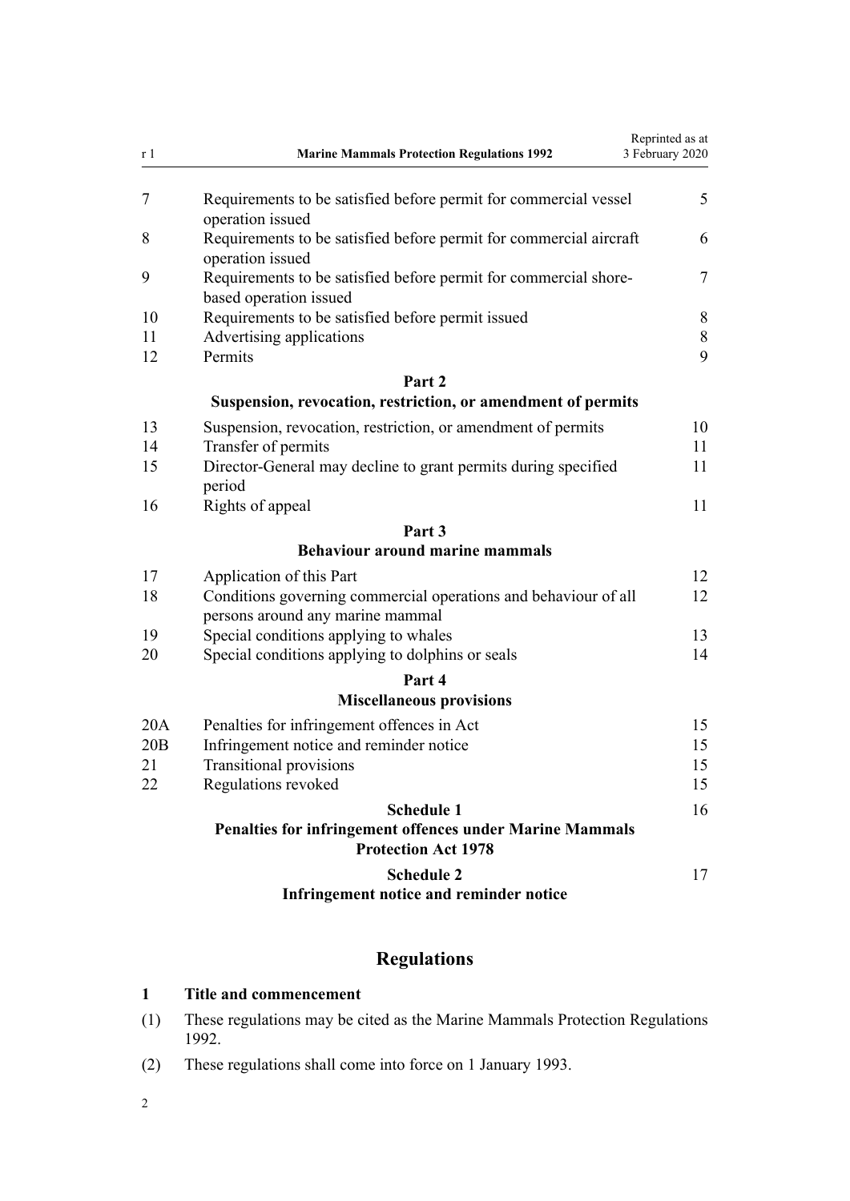| | | |
|---|---|---|
| 7 | Requirements to be satisfied before permit for commercial vessel operation issued | 5 |
| 8 | Requirements to be satisfied before permit for commercial aircraft operation issued | 6 |
| 9 | Requirements to be satisfied before permit for commercial shore-based operation issued | 7 |
| 10 | Requirements to be satisfied before permit issued | 8 |
| 11 | Advertising applications | 8 |
| 12 | Permits | 9 |

**Part 2**
**Suspension, revocation, restriction, or amendment of permits**

| | | |
|---|---|---|
| 13 | Suspension, revocation, restriction, or amendment of permits | 10 |
| 14 | Transfer of permits | 11 |
| 15 | Director-General may decline to grant permits during specified period | 11 |
| 16 | Rights of appeal | 11 |

**Part 3**
**Behaviour around marine mammals**

| | | |
|---|---|---|
| 17 | Application of this Part | 12 |
| 18 | Conditions governing commercial operations and behaviour of all persons around any marine mammal | 12 |
| 19 | Special conditions applying to whales | 13 |
| 20 | Special conditions applying to dolphins or seals | 14 |

**Part 4**
**Miscellaneous provisions**

| | | |
|---|---|---|
| 20A | Penalties for infringement offences in Act | 15 |
| 20B | Infringement notice and reminder notice | 15 |
| 21 | Transitional provisions | 15 |
| 22 | Regulations revoked | 15 |

**Schedule 1** — 16
**Penalties for infringement offences under Marine Mammals Protection Act 1978**

**Schedule 2** — 17
**Infringement notice and reminder notice**

## Regulations

### 1 Title and commencement

(1) These regulations may be cited as the Marine Mammals Protection Regulations 1992.

(2) These regulations shall come into force on 1 January 1993.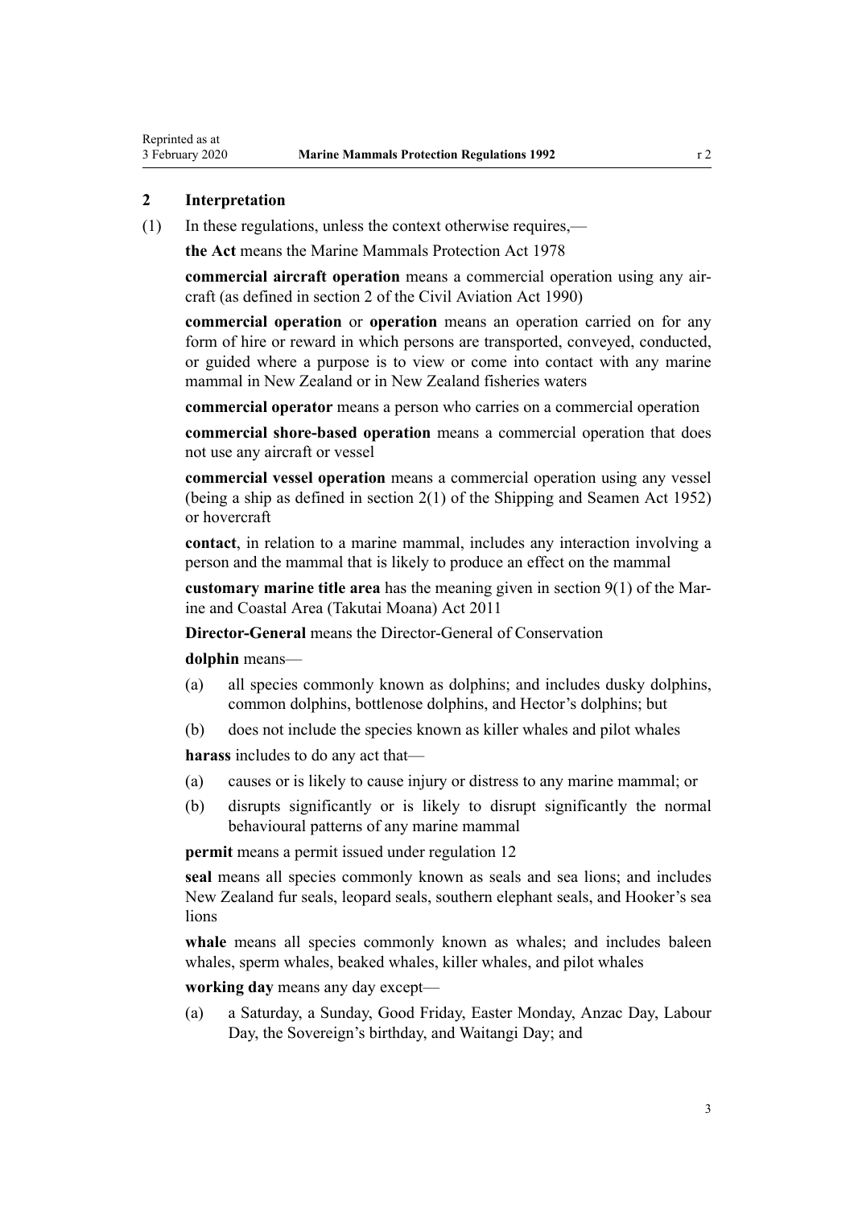## 2 Interpretation

(1) In these regulations, unless the context otherwise requires,—

**the Act** means the Marine Mammals Protection Act 1978

**commercial aircraft operation** means a commercial operation using any aircraft (as defined in section 2 of the Civil Aviation Act 1990)

**commercial operation** or **operation** means an operation carried on for any form of hire or reward in which persons are transported, conveyed, conducted, or guided where a purpose is to view or come into contact with any marine mammal in New Zealand or in New Zealand fisheries waters

**commercial operator** means a person who carries on a commercial operation

**commercial shore-based operation** means a commercial operation that does not use any aircraft or vessel

**commercial vessel operation** means a commercial operation using any vessel (being a ship as defined in section 2(1) of the Shipping and Seamen Act 1952) or hovercraft

**contact**, in relation to a marine mammal, includes any interaction involving a person and the mammal that is likely to produce an effect on the mammal

**customary marine title area** has the meaning given in section 9(1) of the Marine and Coastal Area (Takutai Moana) Act 2011

**Director-General** means the Director-General of Conservation

**dolphin** means—

(a) all species commonly known as dolphins; and includes dusky dolphins, common dolphins, bottlenose dolphins, and Hector's dolphins; but

(b) does not include the species known as killer whales and pilot whales

**harass** includes to do any act that—

(a) causes or is likely to cause injury or distress to any marine mammal; or

(b) disrupts significantly or is likely to disrupt significantly the normal behavioural patterns of any marine mammal

**permit** means a permit issued under regulation 12

**seal** means all species commonly known as seals and sea lions; and includes New Zealand fur seals, leopard seals, southern elephant seals, and Hooker's sea lions

**whale** means all species commonly known as whales; and includes baleen whales, sperm whales, beaked whales, killer whales, and pilot whales

**working day** means any day except—

(a) a Saturday, a Sunday, Good Friday, Easter Monday, Anzac Day, Labour Day, the Sovereign's birthday, and Waitangi Day; and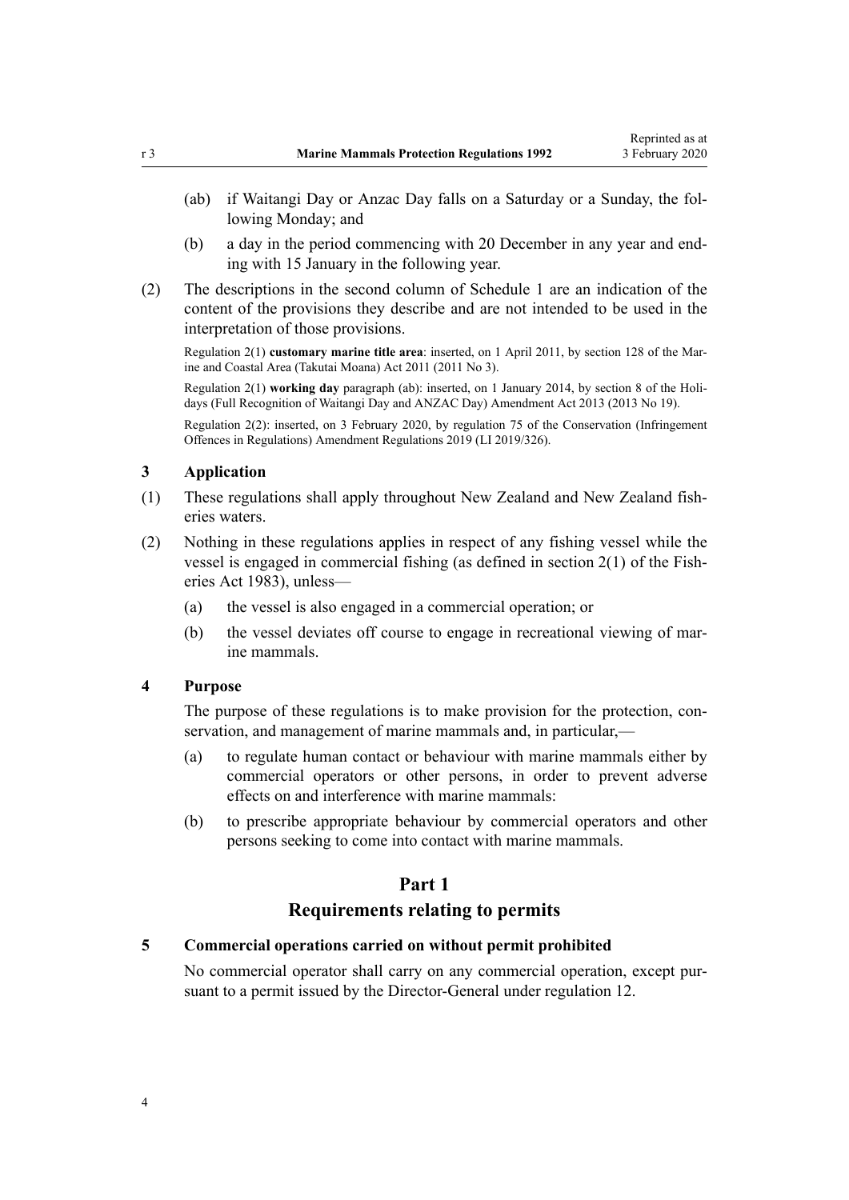(ab) if Waitangi Day or Anzac Day falls on a Saturday or a Sunday, the following Monday; and

(b) a day in the period commencing with 20 December in any year and ending with 15 January in the following year.

(2) The descriptions in the second column of Schedule 1 are an indication of the content of the provisions they describe and are not intended to be used in the interpretation of those provisions.

Regulation 2(1) **customary marine title area**: inserted, on 1 April 2011, by section 128 of the Marine and Coastal Area (Takutai Moana) Act 2011 (2011 No 3).

Regulation 2(1) **working day** paragraph (ab): inserted, on 1 January 2014, by section 8 of the Holidays (Full Recognition of Waitangi Day and ANZAC Day) Amendment Act 2013 (2013 No 19).

Regulation 2(2): inserted, on 3 February 2020, by regulation 75 of the Conservation (Infringement Offences in Regulations) Amendment Regulations 2019 (LI 2019/326).

### 3 Application

(1) These regulations shall apply throughout New Zealand and New Zealand fisheries waters.

(2) Nothing in these regulations applies in respect of any fishing vessel while the vessel is engaged in commercial fishing (as defined in section 2(1) of the Fisheries Act 1983), unless—

(a) the vessel is also engaged in a commercial operation; or

(b) the vessel deviates off course to engage in recreational viewing of marine mammals.

### 4 Purpose

The purpose of these regulations is to make provision for the protection, conservation, and management of marine mammals and, in particular,—

(a) to regulate human contact or behaviour with marine mammals either by commercial operators or other persons, in order to prevent adverse effects on and interference with marine mammals:

(b) to prescribe appropriate behaviour by commercial operators and other persons seeking to come into contact with marine mammals.

## Part 1
## Requirements relating to permits

### 5 Commercial operations carried on without permit prohibited

No commercial operator shall carry on any commercial operation, except pursuant to a permit issued by the Director-General under regulation 12.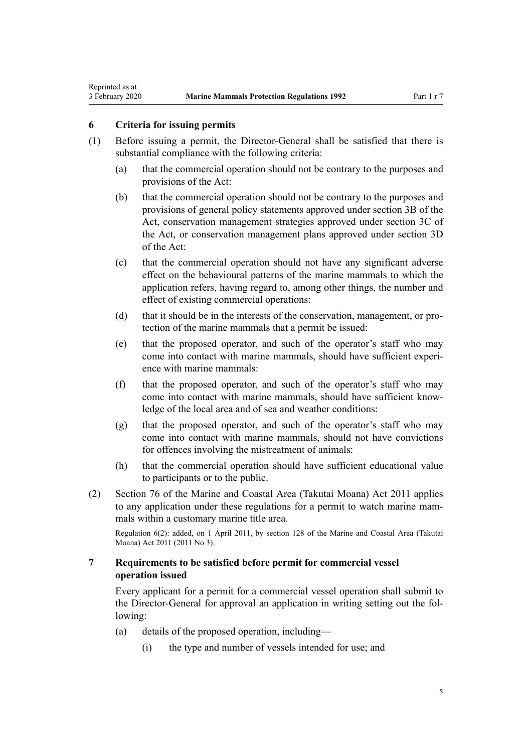## 6 Criteria for issuing permits

(1) Before issuing a permit, the Director-General shall be satisfied that there is substantial compliance with the following criteria:

(a) that the commercial operation should not be contrary to the purposes and provisions of the Act:

(b) that the commercial operation should not be contrary to the purposes and provisions of general policy statements approved under section 3B of the Act, conservation management strategies approved under section 3C of the Act, or conservation management plans approved under section 3D of the Act:

(c) that the commercial operation should not have any significant adverse effect on the behavioural patterns of the marine mammals to which the application refers, having regard to, among other things, the number and effect of existing commercial operations:

(d) that it should be in the interests of the conservation, management, or protection of the marine mammals that a permit be issued:

(e) that the proposed operator, and such of the operator's staff who may come into contact with marine mammals, should have sufficient experience with marine mammals:

(f) that the proposed operator, and such of the operator's staff who may come into contact with marine mammals, should have sufficient knowledge of the local area and of sea and weather conditions:

(g) that the proposed operator, and such of the operator's staff who may come into contact with marine mammals, should not have convictions for offences involving the mistreatment of animals:

(h) that the commercial operation should have sufficient educational value to participants or to the public.

(2) Section 76 of the Marine and Coastal Area (Takutai Moana) Act 2011 applies to any application under these regulations for a permit to watch marine mammals within a customary marine title area.

Regulation 6(2): added, on 1 April 2011, by section 128 of the Marine and Coastal Area (Takutai Moana) Act 2011 (2011 No 3).

## 7 Requirements to be satisfied before permit for commercial vessel operation issued

Every applicant for a permit for a commercial vessel operation shall submit to the Director-General for approval an application in writing setting out the following:

(a) details of the proposed operation, including—

(i) the type and number of vessels intended for use; and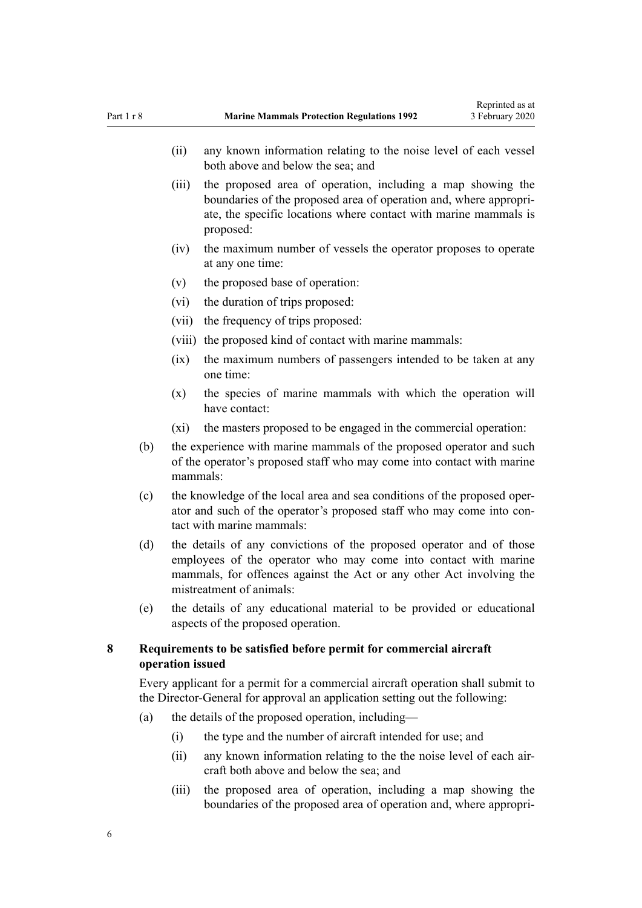(ii) any known information relating to the noise level of each vessel both above and below the sea; and

(iii) the proposed area of operation, including a map showing the boundaries of the proposed area of operation and, where appropriate, the specific locations where contact with marine mammals is proposed:

(iv) the maximum number of vessels the operator proposes to operate at any one time:

(v) the proposed base of operation:

(vi) the duration of trips proposed:

(vii) the frequency of trips proposed:

(viii) the proposed kind of contact with marine mammals:

(ix) the maximum numbers of passengers intended to be taken at any one time:

(x) the species of marine mammals with which the operation will have contact:

(xi) the masters proposed to be engaged in the commercial operation:

(b) the experience with marine mammals of the proposed operator and such of the operator's proposed staff who may come into contact with marine mammals:

(c) the knowledge of the local area and sea conditions of the proposed operator and such of the operator's proposed staff who may come into contact with marine mammals:

(d) the details of any convictions of the proposed operator and of those employees of the operator who may come into contact with marine mammals, for offences against the Act or any other Act involving the mistreatment of animals:

(e) the details of any educational material to be provided or educational aspects of the proposed operation.

## 8 Requirements to be satisfied before permit for commercial aircraft operation issued

Every applicant for a permit for a commercial aircraft operation shall submit to the Director-General for approval an application setting out the following:

(a) the details of the proposed operation, including—

(i) the type and the number of aircraft intended for use; and

(ii) any known information relating to the the noise level of each aircraft both above and below the sea; and

(iii) the proposed area of operation, including a map showing the boundaries of the proposed area of operation and, where appropri-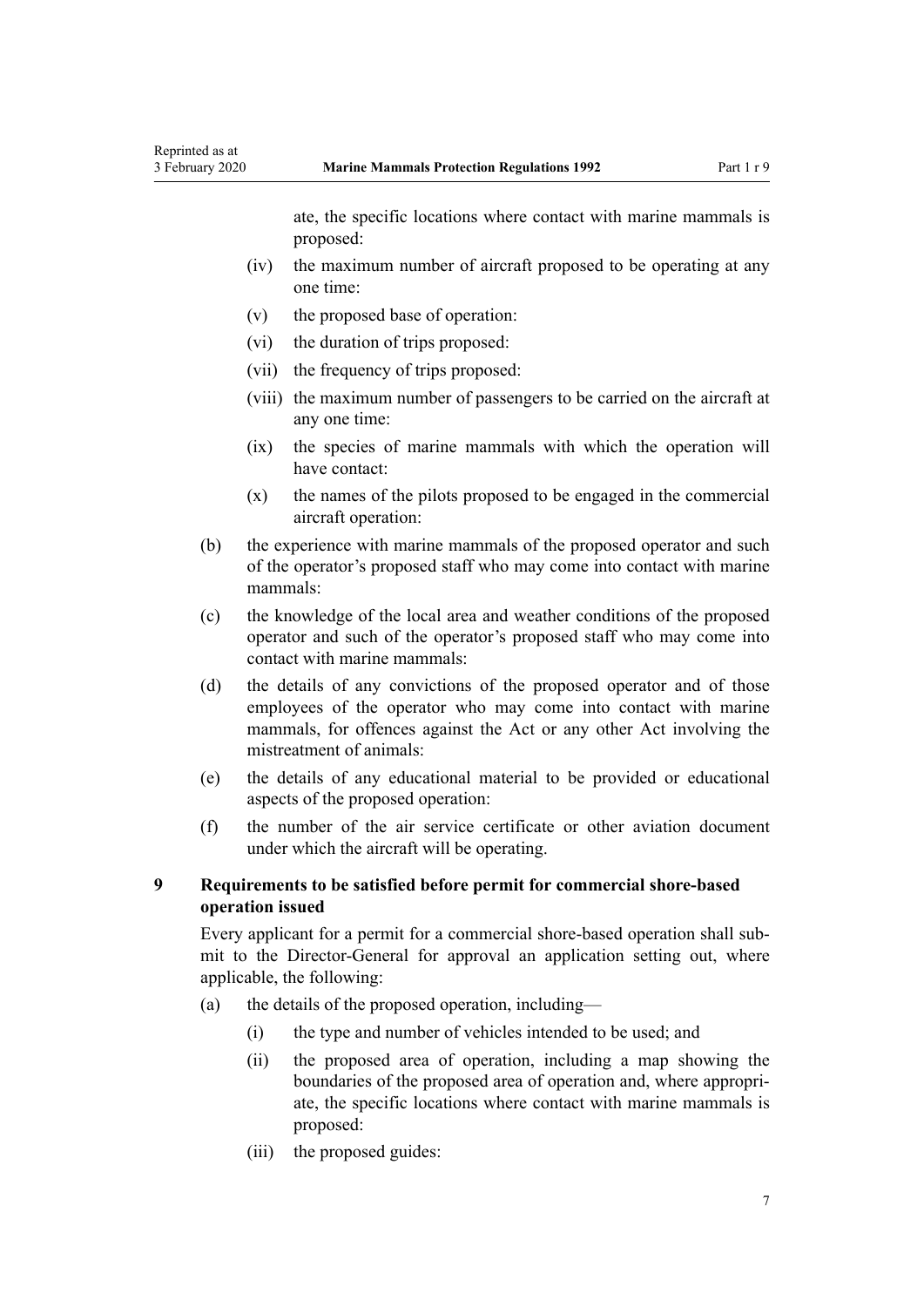ate, the specific locations where contact with marine mammals is proposed:

  - (iv) the maximum number of aircraft proposed to be operating at any one time:
  - (v) the proposed base of operation:
  - (vi) the duration of trips proposed:
  - (vii) the frequency of trips proposed:
  - (viii) the maximum number of passengers to be carried on the aircraft at any one time:
  - (ix) the species of marine mammals with which the operation will have contact:
  - (x) the names of the pilots proposed to be engaged in the commercial aircraft operation:

- (b) the experience with marine mammals of the proposed operator and such of the operator's proposed staff who may come into contact with marine mammals:
- (c) the knowledge of the local area and weather conditions of the proposed operator and such of the operator's proposed staff who may come into contact with marine mammals:
- (d) the details of any convictions of the proposed operator and of those employees of the operator who may come into contact with marine mammals, for offences against the Act or any other Act involving the mistreatment of animals:
- (e) the details of any educational material to be provided or educational aspects of the proposed operation:
- (f) the number of the air service certificate or other aviation document under which the aircraft will be operating.

### 9 Requirements to be satisfied before permit for commercial shore-based operation issued

Every applicant for a permit for a commercial shore-based operation shall submit to the Director-General for approval an application setting out, where applicable, the following:

- (a) the details of the proposed operation, including—
  - (i) the type and number of vehicles intended to be used; and
  - (ii) the proposed area of operation, including a map showing the boundaries of the proposed area of operation and, where appropriate, the specific locations where contact with marine mammals is proposed:
  - (iii) the proposed guides: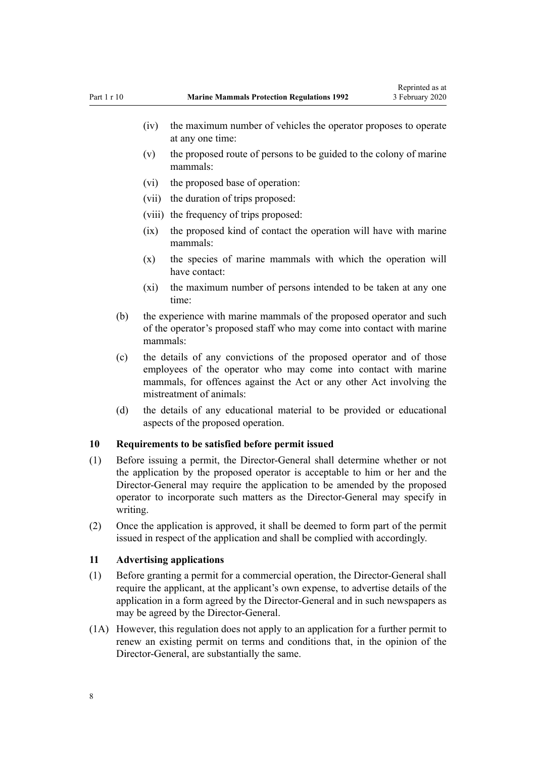- (iv) the maximum number of vehicles the operator proposes to operate at any one time:
- (v) the proposed route of persons to be guided to the colony of marine mammals:
- (vi) the proposed base of operation:
- (vii) the duration of trips proposed:
- (viii) the frequency of trips proposed:
- (ix) the proposed kind of contact the operation will have with marine mammals:
- (x) the species of marine mammals with which the operation will have contact:
- (xi) the maximum number of persons intended to be taken at any one time:

(b) the experience with marine mammals of the proposed operator and such of the operator's proposed staff who may come into contact with marine mammals:

(c) the details of any convictions of the proposed operator and of those employees of the operator who may come into contact with marine mammals, for offences against the Act or any other Act involving the mistreatment of animals:

(d) the details of any educational material to be provided or educational aspects of the proposed operation.

### 10 Requirements to be satisfied before permit issued

(1) Before issuing a permit, the Director-General shall determine whether or not the application by the proposed operator is acceptable to him or her and the Director-General may require the application to be amended by the proposed operator to incorporate such matters as the Director-General may specify in writing.

(2) Once the application is approved, it shall be deemed to form part of the permit issued in respect of the application and shall be complied with accordingly.

### 11 Advertising applications

(1) Before granting a permit for a commercial operation, the Director-General shall require the applicant, at the applicant's own expense, to advertise details of the application in a form agreed by the Director-General and in such newspapers as may be agreed by the Director-General.

(1A) However, this regulation does not apply to an application for a further permit to renew an existing permit on terms and conditions that, in the opinion of the Director-General, are substantially the same.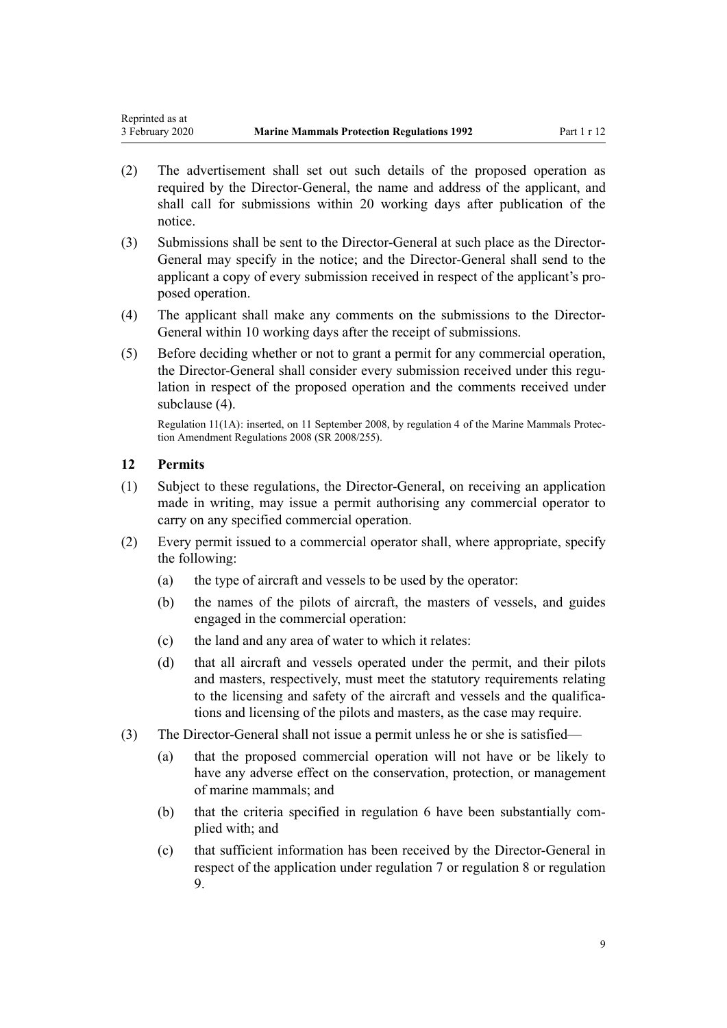(2) The advertisement shall set out such details of the proposed operation as required by the Director-General, the name and address of the applicant, and shall call for submissions within 20 working days after publication of the notice.

(3) Submissions shall be sent to the Director-General at such place as the Director-General may specify in the notice; and the Director-General shall send to the applicant a copy of every submission received in respect of the applicant's proposed operation.

(4) The applicant shall make any comments on the submissions to the Director-General within 10 working days after the receipt of submissions.

(5) Before deciding whether or not to grant a permit for any commercial operation, the Director-General shall consider every submission received under this regulation in respect of the proposed operation and the comments received under subclause (4).

Regulation 11(1A): inserted, on 11 September 2008, by regulation 4 of the Marine Mammals Protection Amendment Regulations 2008 (SR 2008/255).

### 12 Permits

(1) Subject to these regulations, the Director-General, on receiving an application made in writing, may issue a permit authorising any commercial operator to carry on any specified commercial operation.

(2) Every permit issued to a commercial operator shall, where appropriate, specify the following:

- (a) the type of aircraft and vessels to be used by the operator:
- (b) the names of the pilots of aircraft, the masters of vessels, and guides engaged in the commercial operation:
- (c) the land and any area of water to which it relates:
- (d) that all aircraft and vessels operated under the permit, and their pilots and masters, respectively, must meet the statutory requirements relating to the licensing and safety of the aircraft and vessels and the qualifications and licensing of the pilots and masters, as the case may require.

(3) The Director-General shall not issue a permit unless he or she is satisfied—

- (a) that the proposed commercial operation will not have or be likely to have any adverse effect on the conservation, protection, or management of marine mammals; and
- (b) that the criteria specified in regulation 6 have been substantially complied with; and
- (c) that sufficient information has been received by the Director-General in respect of the application under regulation 7 or regulation 8 or regulation 9.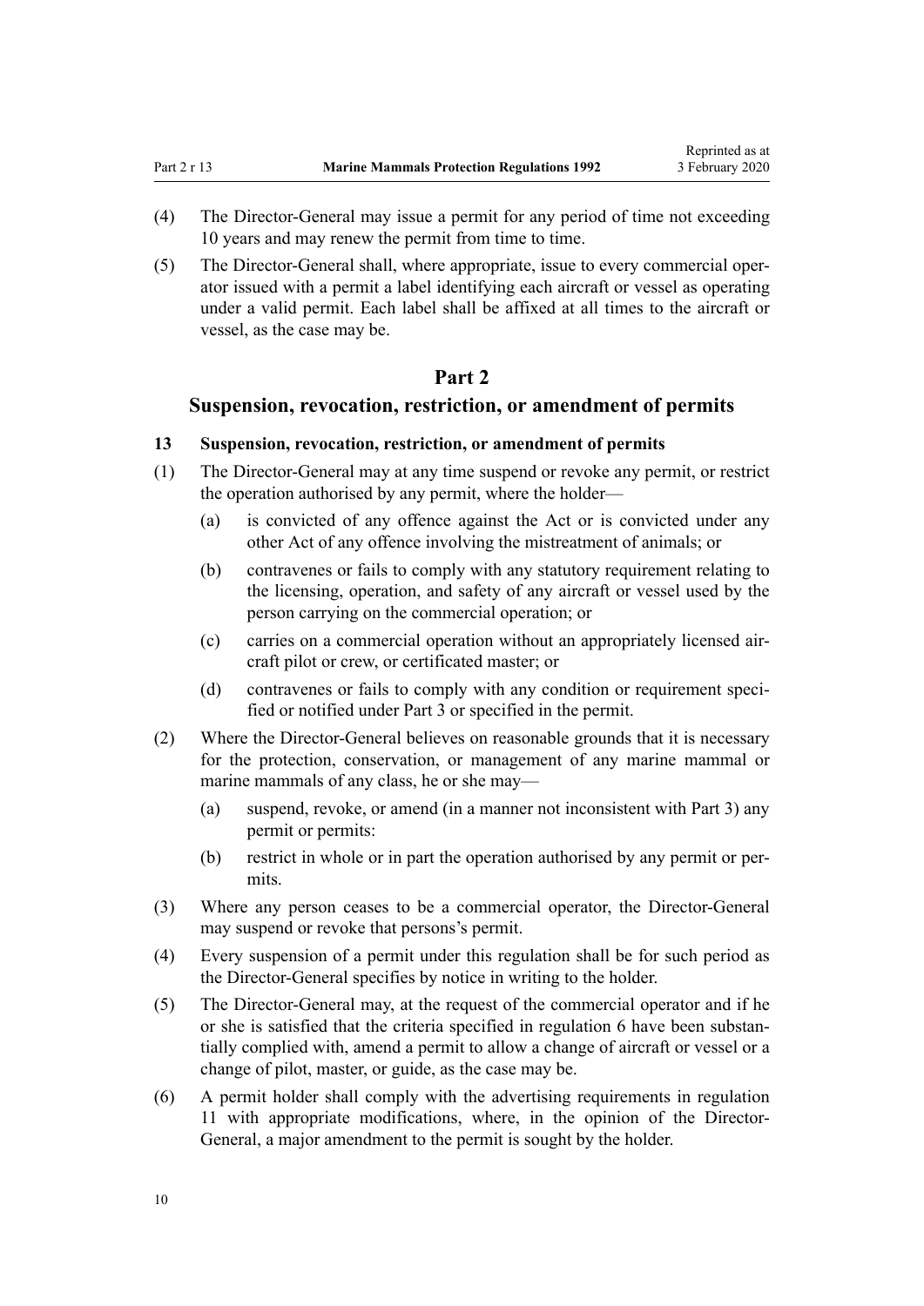(4) The Director-General may issue a permit for any period of time not exceeding 10 years and may renew the permit from time to time.

(5) The Director-General shall, where appropriate, issue to every commercial operator issued with a permit a label identifying each aircraft or vessel as operating under a valid permit. Each label shall be affixed at all times to the aircraft or vessel, as the case may be.

## Part 2

## Suspension, revocation, restriction, or amendment of permits

### 13 Suspension, revocation, restriction, or amendment of permits

(1) The Director-General may at any time suspend or revoke any permit, or restrict the operation authorised by any permit, where the holder—

   (a) is convicted of any offence against the Act or is convicted under any other Act of any offence involving the mistreatment of animals; or

   (b) contravenes or fails to comply with any statutory requirement relating to the licensing, operation, and safety of any aircraft or vessel used by the person carrying on the commercial operation; or

   (c) carries on a commercial operation without an appropriately licensed aircraft pilot or crew, or certificated master; or

   (d) contravenes or fails to comply with any condition or requirement specified or notified under Part 3 or specified in the permit.

(2) Where the Director-General believes on reasonable grounds that it is necessary for the protection, conservation, or management of any marine mammal or marine mammals of any class, he or she may—

   (a) suspend, revoke, or amend (in a manner not inconsistent with Part 3) any permit or permits:

   (b) restrict in whole or in part the operation authorised by any permit or permits.

(3) Where any person ceases to be a commercial operator, the Director-General may suspend or revoke that persons's permit.

(4) Every suspension of a permit under this regulation shall be for such period as the Director-General specifies by notice in writing to the holder.

(5) The Director-General may, at the request of the commercial operator and if he or she is satisfied that the criteria specified in regulation 6 have been substantially complied with, amend a permit to allow a change of aircraft or vessel or a change of pilot, master, or guide, as the case may be.

(6) A permit holder shall comply with the advertising requirements in regulation 11 with appropriate modifications, where, in the opinion of the Director-General, a major amendment to the permit is sought by the holder.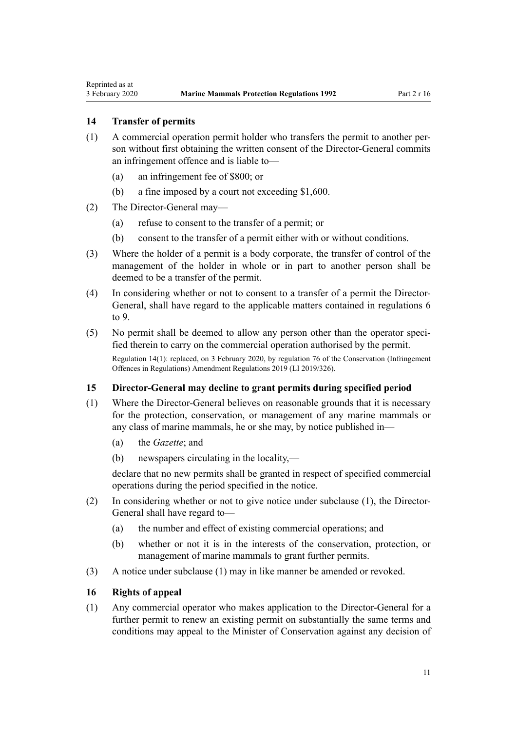### 14 Transfer of permits

(1) A commercial operation permit holder who transfers the permit to another person without first obtaining the written consent of the Director-General commits an infringement offence and is liable to—

  (a) an infringement fee of $800; or

  (b) a fine imposed by a court not exceeding $1,600.

(2) The Director-General may—

  (a) refuse to consent to the transfer of a permit; or

  (b) consent to the transfer of a permit either with or without conditions.

(3) Where the holder of a permit is a body corporate, the transfer of control of the management of the holder in whole or in part to another person shall be deemed to be a transfer of the permit.

(4) In considering whether or not to consent to a transfer of a permit the Director-General, shall have regard to the applicable matters contained in regulations 6 to 9.

(5) No permit shall be deemed to allow any person other than the operator specified therein to carry on the commercial operation authorised by the permit.

Regulation 14(1): replaced, on 3 February 2020, by regulation 76 of the Conservation (Infringement Offences in Regulations) Amendment Regulations 2019 (LI 2019/326).

### 15 Director-General may decline to grant permits during specified period

(1) Where the Director-General believes on reasonable grounds that it is necessary for the protection, conservation, or management of any marine mammals or any class of marine mammals, he or she may, by notice published in—

  (a) the *Gazette*; and

  (b) newspapers circulating in the locality,—

declare that no new permits shall be granted in respect of specified commercial operations during the period specified in the notice.

(2) In considering whether or not to give notice under subclause (1), the Director-General shall have regard to—

  (a) the number and effect of existing commercial operations; and

  (b) whether or not it is in the interests of the conservation, protection, or management of marine mammals to grant further permits.

(3) A notice under subclause (1) may in like manner be amended or revoked.

### 16 Rights of appeal

(1) Any commercial operator who makes application to the Director-General for a further permit to renew an existing permit on substantially the same terms and conditions may appeal to the Minister of Conservation against any decision of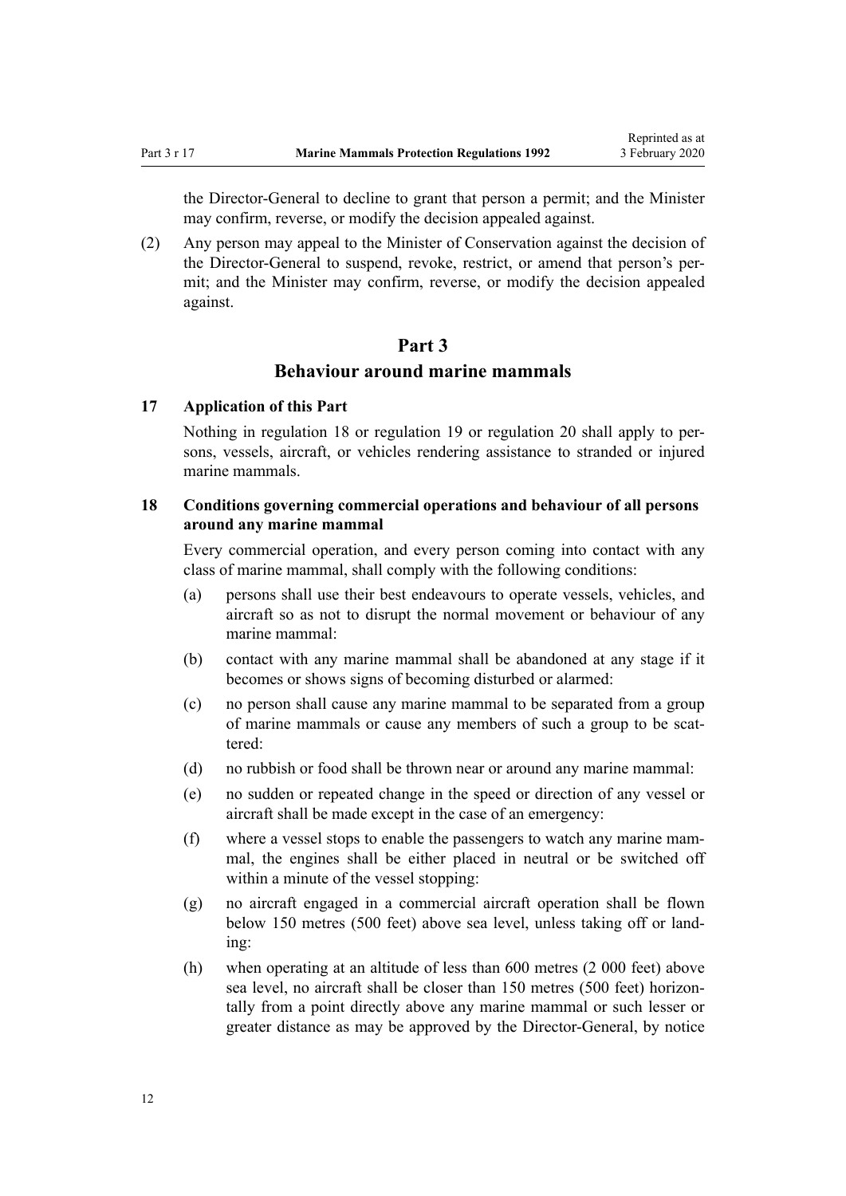the Director-General to decline to grant that person a permit; and the Minister may confirm, reverse, or modify the decision appealed against.

(2) Any person may appeal to the Minister of Conservation against the decision of the Director-General to suspend, revoke, restrict, or amend that person's permit; and the Minister may confirm, reverse, or modify the decision appealed against.

# Part 3
## Behaviour around marine mammals

### 17 Application of this Part

Nothing in regulation 18 or regulation 19 or regulation 20 shall apply to persons, vessels, aircraft, or vehicles rendering assistance to stranded or injured marine mammals.

### 18 Conditions governing commercial operations and behaviour of all persons around any marine mammal

Every commercial operation, and every person coming into contact with any class of marine mammal, shall comply with the following conditions:

(a) persons shall use their best endeavours to operate vessels, vehicles, and aircraft so as not to disrupt the normal movement or behaviour of any marine mammal:

(b) contact with any marine mammal shall be abandoned at any stage if it becomes or shows signs of becoming disturbed or alarmed:

(c) no person shall cause any marine mammal to be separated from a group of marine mammals or cause any members of such a group to be scattered:

(d) no rubbish or food shall be thrown near or around any marine mammal:

(e) no sudden or repeated change in the speed or direction of any vessel or aircraft shall be made except in the case of an emergency:

(f) where a vessel stops to enable the passengers to watch any marine mammal, the engines shall be either placed in neutral or be switched off within a minute of the vessel stopping:

(g) no aircraft engaged in a commercial aircraft operation shall be flown below 150 metres (500 feet) above sea level, unless taking off or landing:

(h) when operating at an altitude of less than 600 metres (2 000 feet) above sea level, no aircraft shall be closer than 150 metres (500 feet) horizontally from a point directly above any marine mammal or such lesser or greater distance as may be approved by the Director-General, by notice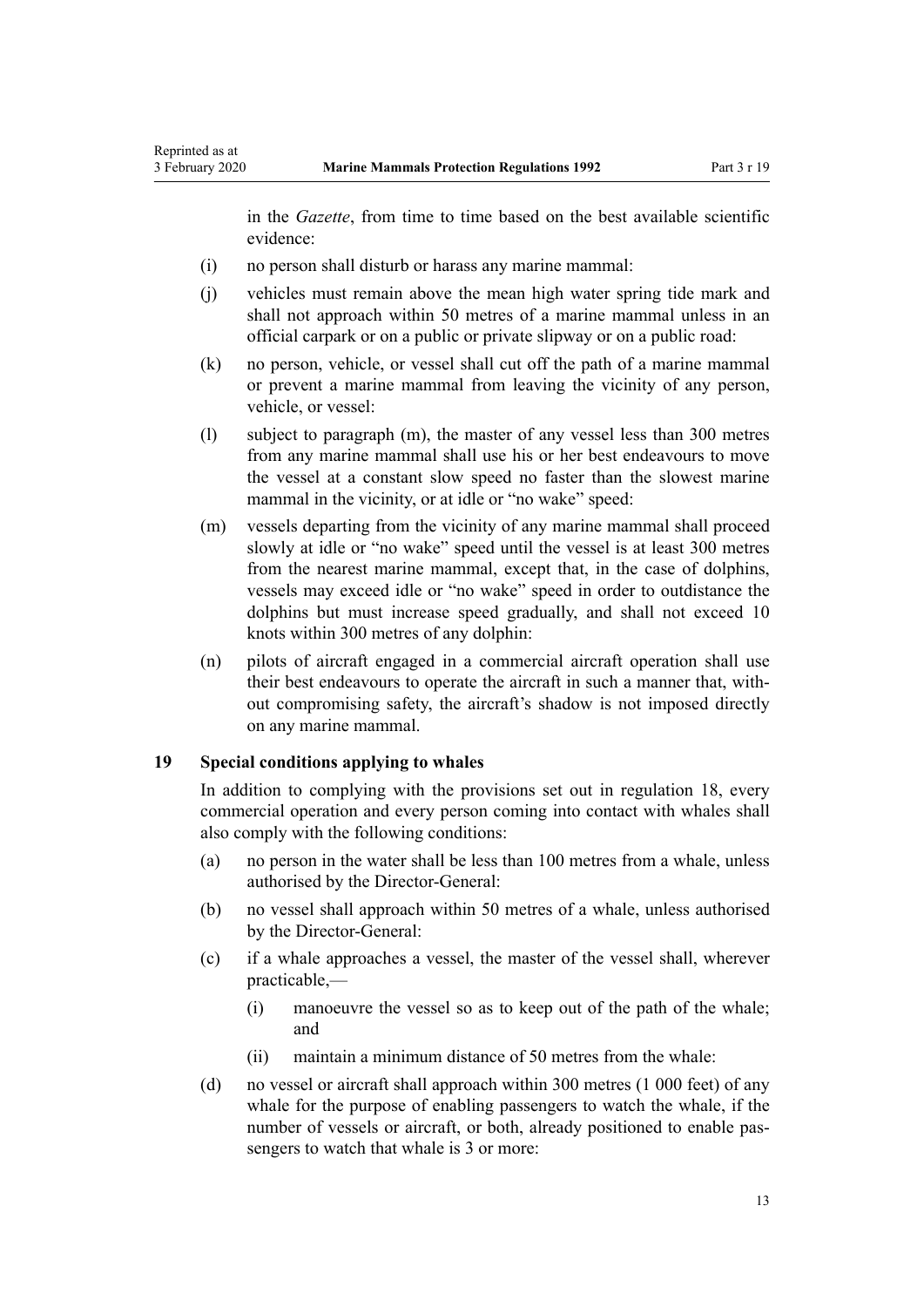in the *Gazette*, from time to time based on the best available scientific evidence:

(i) no person shall disturb or harass any marine mammal:

(j) vehicles must remain above the mean high water spring tide mark and shall not approach within 50 metres of a marine mammal unless in an official carpark or on a public or private slipway or on a public road:

(k) no person, vehicle, or vessel shall cut off the path of a marine mammal or prevent a marine mammal from leaving the vicinity of any person, vehicle, or vessel:

(l) subject to paragraph (m), the master of any vessel less than 300 metres from any marine mammal shall use his or her best endeavours to move the vessel at a constant slow speed no faster than the slowest marine mammal in the vicinity, or at idle or "no wake" speed:

(m) vessels departing from the vicinity of any marine mammal shall proceed slowly at idle or "no wake" speed until the vessel is at least 300 metres from the nearest marine mammal, except that, in the case of dolphins, vessels may exceed idle or "no wake" speed in order to outdistance the dolphins but must increase speed gradually, and shall not exceed 10 knots within 300 metres of any dolphin:

(n) pilots of aircraft engaged in a commercial aircraft operation shall use their best endeavours to operate the aircraft in such a manner that, without compromising safety, the aircraft's shadow is not imposed directly on any marine mammal.

## 19 Special conditions applying to whales

In addition to complying with the provisions set out in regulation 18, every commercial operation and every person coming into contact with whales shall also comply with the following conditions:

(a) no person in the water shall be less than 100 metres from a whale, unless authorised by the Director-General:

(b) no vessel shall approach within 50 metres of a whale, unless authorised by the Director-General:

(c) if a whale approaches a vessel, the master of the vessel shall, wherever practicable,—

  (i) manoeuvre the vessel so as to keep out of the path of the whale; and

  (ii) maintain a minimum distance of 50 metres from the whale:

(d) no vessel or aircraft shall approach within 300 metres (1 000 feet) of any whale for the purpose of enabling passengers to watch the whale, if the number of vessels or aircraft, or both, already positioned to enable passengers to watch that whale is 3 or more: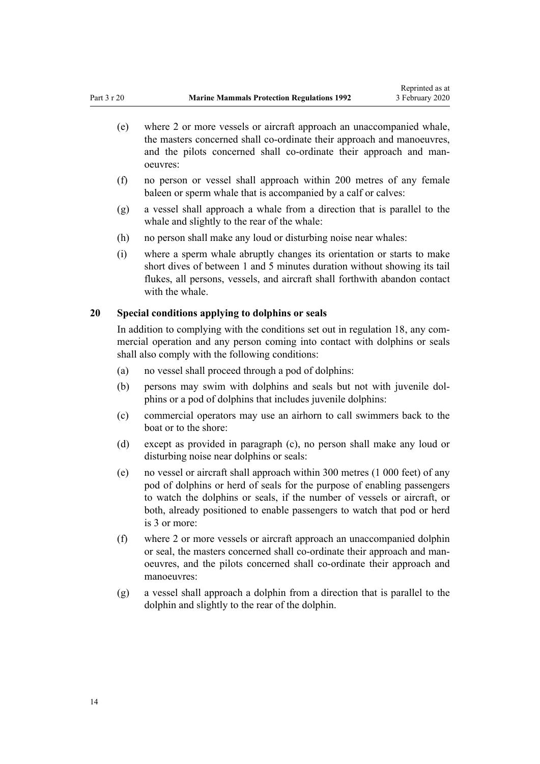(e) where 2 or more vessels or aircraft approach an unaccompanied whale, the masters concerned shall co-ordinate their approach and manoeuvres, and the pilots concerned shall co-ordinate their approach and manoeuvres:

(f) no person or vessel shall approach within 200 metres of any female baleen or sperm whale that is accompanied by a calf or calves:

(g) a vessel shall approach a whale from a direction that is parallel to the whale and slightly to the rear of the whale:

(h) no person shall make any loud or disturbing noise near whales:

(i) where a sperm whale abruptly changes its orientation or starts to make short dives of between 1 and 5 minutes duration without showing its tail flukes, all persons, vessels, and aircraft shall forthwith abandon contact with the whale.

## 20 Special conditions applying to dolphins or seals

In addition to complying with the conditions set out in regulation 18, any commercial operation and any person coming into contact with dolphins or seals shall also comply with the following conditions:

(a) no vessel shall proceed through a pod of dolphins:

(b) persons may swim with dolphins and seals but not with juvenile dolphins or a pod of dolphins that includes juvenile dolphins:

(c) commercial operators may use an airhorn to call swimmers back to the boat or to the shore:

(d) except as provided in paragraph (c), no person shall make any loud or disturbing noise near dolphins or seals:

(e) no vessel or aircraft shall approach within 300 metres (1 000 feet) of any pod of dolphins or herd of seals for the purpose of enabling passengers to watch the dolphins or seals, if the number of vessels or aircraft, or both, already positioned to enable passengers to watch that pod or herd is 3 or more:

(f) where 2 or more vessels or aircraft approach an unaccompanied dolphin or seal, the masters concerned shall co-ordinate their approach and manoeuvres, and the pilots concerned shall co-ordinate their approach and manoeuvres:

(g) a vessel shall approach a dolphin from a direction that is parallel to the dolphin and slightly to the rear of the dolphin.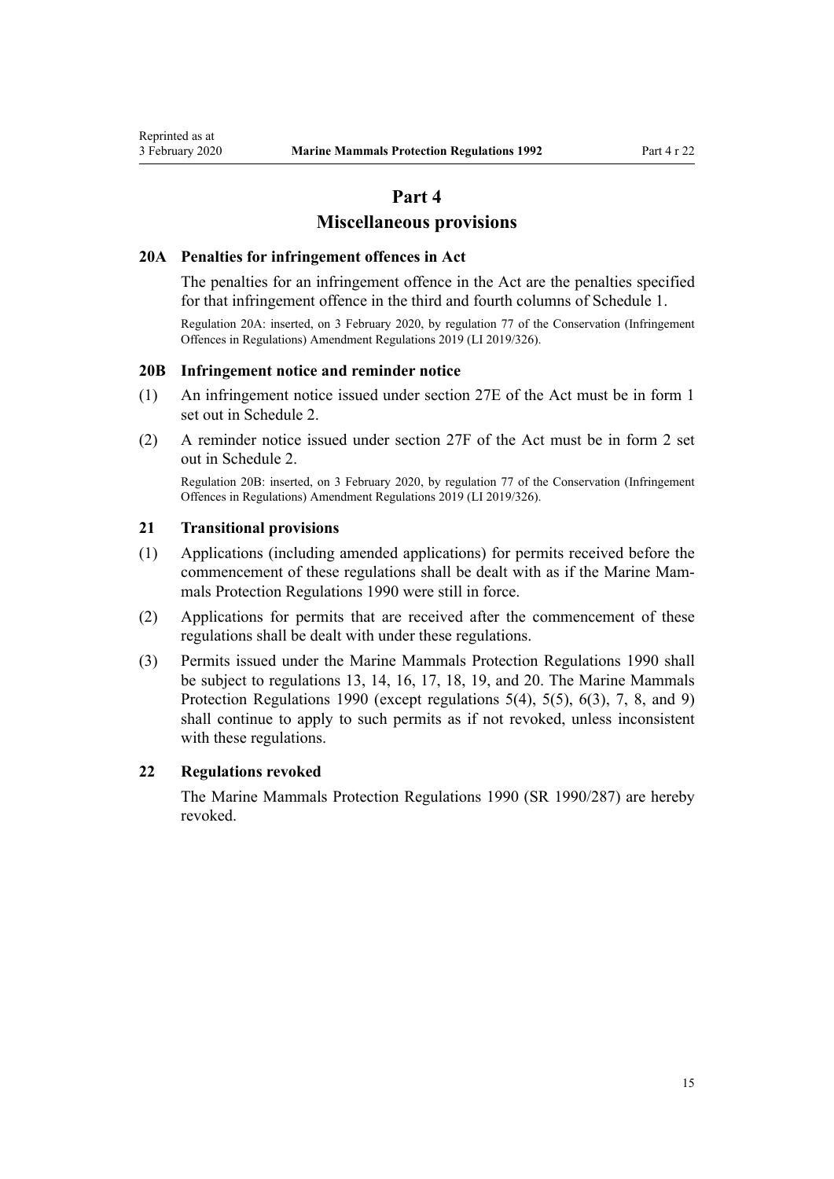# Part 4
## Miscellaneous provisions

### 20A Penalties for infringement offences in Act

The penalties for an infringement offence in the Act are the penalties specified for that infringement offence in the third and fourth columns of Schedule 1.

Regulation 20A: inserted, on 3 February 2020, by regulation 77 of the Conservation (Infringement Offences in Regulations) Amendment Regulations 2019 (LI 2019/326).

### 20B Infringement notice and reminder notice

(1) An infringement notice issued under section 27E of the Act must be in form 1 set out in Schedule 2.

(2) A reminder notice issued under section 27F of the Act must be in form 2 set out in Schedule 2.

Regulation 20B: inserted, on 3 February 2020, by regulation 77 of the Conservation (Infringement Offences in Regulations) Amendment Regulations 2019 (LI 2019/326).

### 21 Transitional provisions

(1) Applications (including amended applications) for permits received before the commencement of these regulations shall be dealt with as if the Marine Mammals Protection Regulations 1990 were still in force.

(2) Applications for permits that are received after the commencement of these regulations shall be dealt with under these regulations.

(3) Permits issued under the Marine Mammals Protection Regulations 1990 shall be subject to regulations 13, 14, 16, 17, 18, 19, and 20. The Marine Mammals Protection Regulations 1990 (except regulations 5(4), 5(5), 6(3), 7, 8, and 9) shall continue to apply to such permits as if not revoked, unless inconsistent with these regulations.

### 22 Regulations revoked

The Marine Mammals Protection Regulations 1990 (SR 1990/287) are hereby revoked.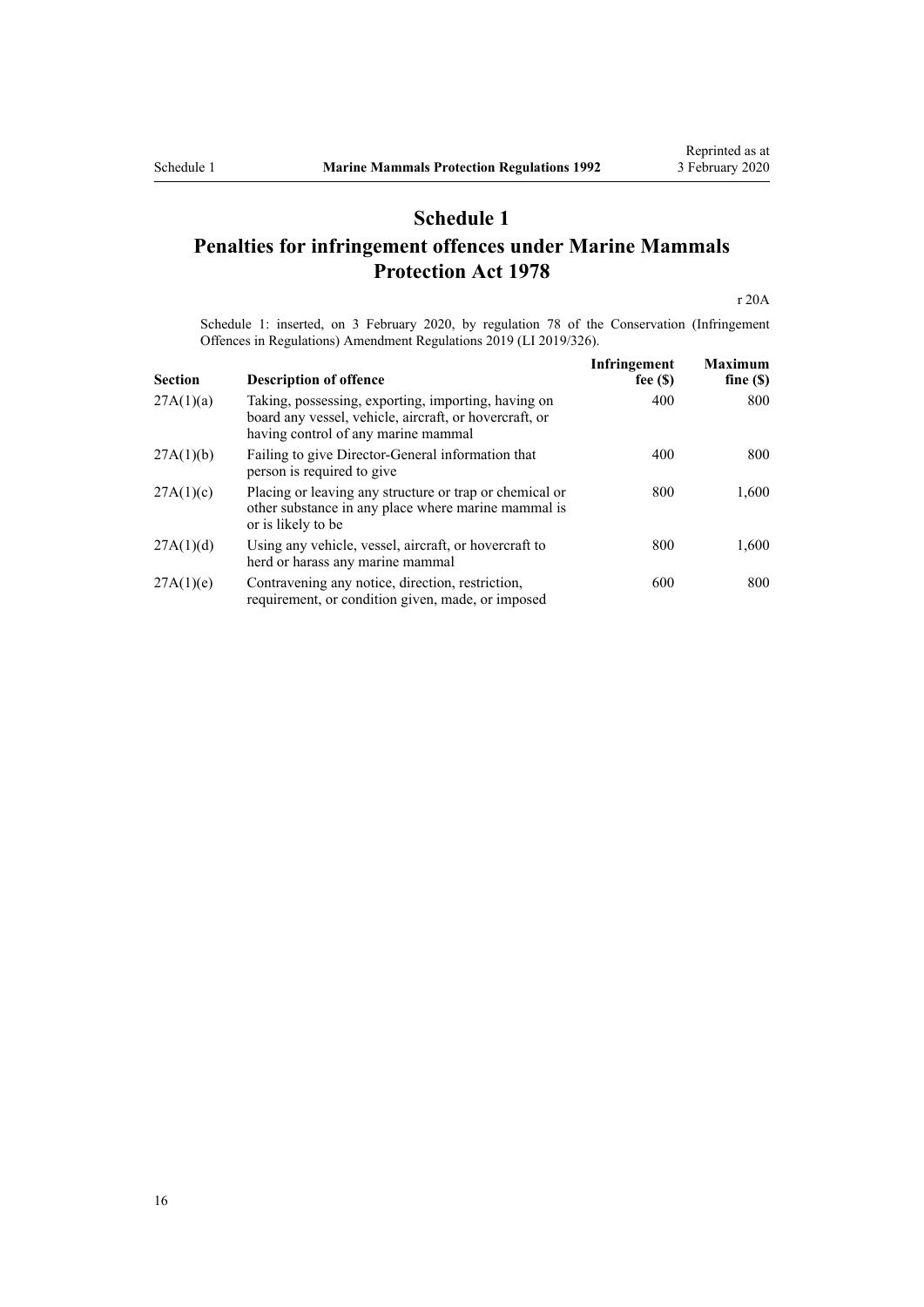# Schedule 1
## Penalties for infringement offences under Marine Mammals Protection Act 1978

r 20A

Schedule 1: inserted, on 3 February 2020, by regulation 78 of the Conservation (Infringement Offences in Regulations) Amendment Regulations 2019 (LI 2019/326).

| Section | Description of offence | Infringement fee ($) | Maximum fine ($) |
|---|---|---|---|
| 27A(1)(a) | Taking, possessing, exporting, importing, having on board any vessel, vehicle, aircraft, or hovercraft, or having control of any marine mammal | 400 | 800 |
| 27A(1)(b) | Failing to give Director-General information that person is required to give | 400 | 800 |
| 27A(1)(c) | Placing or leaving any structure or trap or chemical or other substance in any place where marine mammal is or is likely to be | 800 | 1,600 |
| 27A(1)(d) | Using any vehicle, vessel, aircraft, or hovercraft to herd or harass any marine mammal | 800 | 1,600 |
| 27A(1)(e) | Contravening any notice, direction, restriction, requirement, or condition given, made, or imposed | 600 | 800 |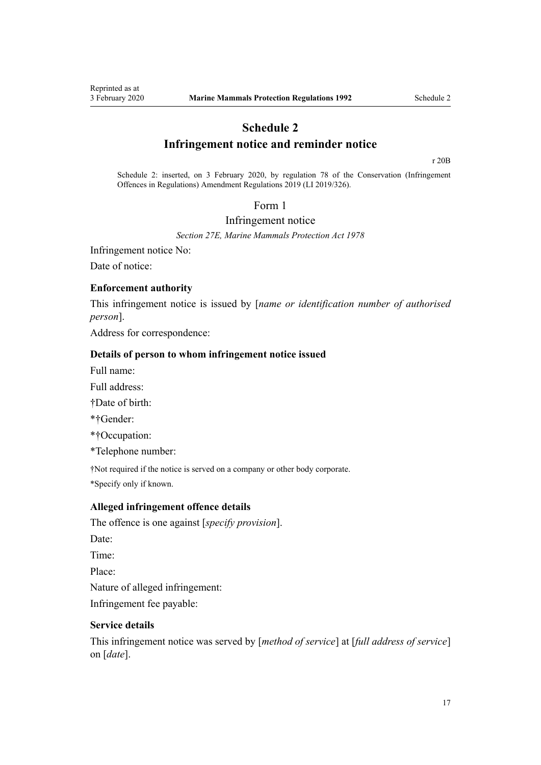# Schedule 2
# Infringement notice and reminder notice

r 20B

Schedule 2: inserted, on 3 February 2020, by regulation 78 of the Conservation (Infringement Offences in Regulations) Amendment Regulations 2019 (LI 2019/326).

## Form 1
## Infringement notice

*Section 27E, Marine Mammals Protection Act 1978*

Infringement notice No:

Date of notice:

### Enforcement authority

This infringement notice is issued by [*name or identification number of authorised person*].

Address for correspondence:

### Details of person to whom infringement notice issued

Full name:

Full address:

†Date of birth:

*†Gender:

*†Occupation:

*Telephone number:

†Not required if the notice is served on a company or other body corporate.

*Specify only if known.

### Alleged infringement offence details

The offence is one against [*specify provision*].

Date:

Time:

Place:

Nature of alleged infringement:

Infringement fee payable:

### Service details

This infringement notice was served by [*method of service*] at [*full address of service*] on [*date*].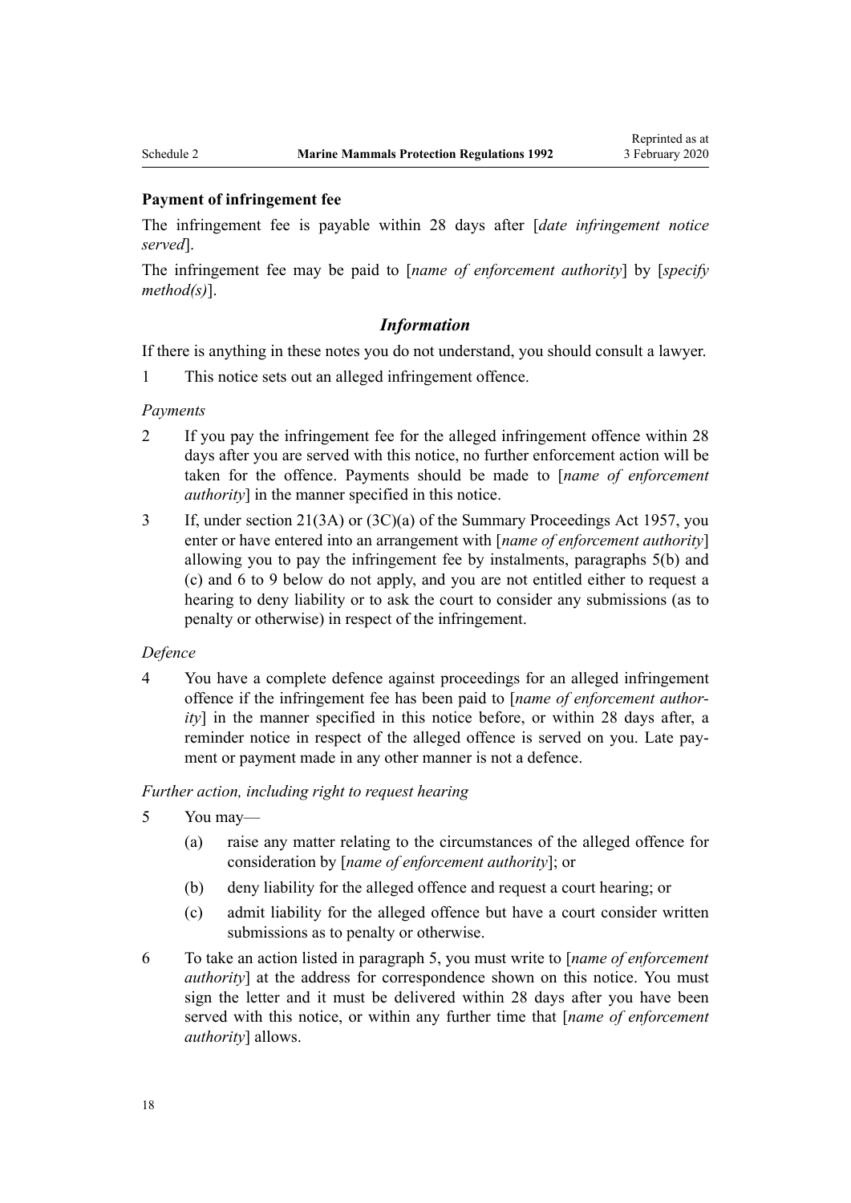**Payment of infringement fee**

The infringement fee is payable within 28 days after [*date infringement notice served*].

The infringement fee may be paid to [*name of enforcement authority*] by [*specify method(s)*].

## *Information*

If there is anything in these notes you do not understand, you should consult a lawyer.

1 This notice sets out an alleged infringement offence.

*Payments*

2 If you pay the infringement fee for the alleged infringement offence within 28 days after you are served with this notice, no further enforcement action will be taken for the offence. Payments should be made to [*name of enforcement authority*] in the manner specified in this notice.

3 If, under section 21(3A) or (3C)(a) of the Summary Proceedings Act 1957, you enter or have entered into an arrangement with [*name of enforcement authority*] allowing you to pay the infringement fee by instalments, paragraphs 5(b) and (c) and 6 to 9 below do not apply, and you are not entitled either to request a hearing to deny liability or to ask the court to consider any submissions (as to penalty or otherwise) in respect of the infringement.

*Defence*

4 You have a complete defence against proceedings for an alleged infringement offence if the infringement fee has been paid to [*name of enforcement authority*] in the manner specified in this notice before, or within 28 days after, a reminder notice in respect of the alleged offence is served on you. Late payment or payment made in any other manner is not a defence.

*Further action, including right to request hearing*

5 You may—

(a) raise any matter relating to the circumstances of the alleged offence for consideration by [*name of enforcement authority*]; or

(b) deny liability for the alleged offence and request a court hearing; or

(c) admit liability for the alleged offence but have a court consider written submissions as to penalty or otherwise.

6 To take an action listed in paragraph 5, you must write to [*name of enforcement authority*] at the address for correspondence shown on this notice. You must sign the letter and it must be delivered within 28 days after you have been served with this notice, or within any further time that [*name of enforcement authority*] allows.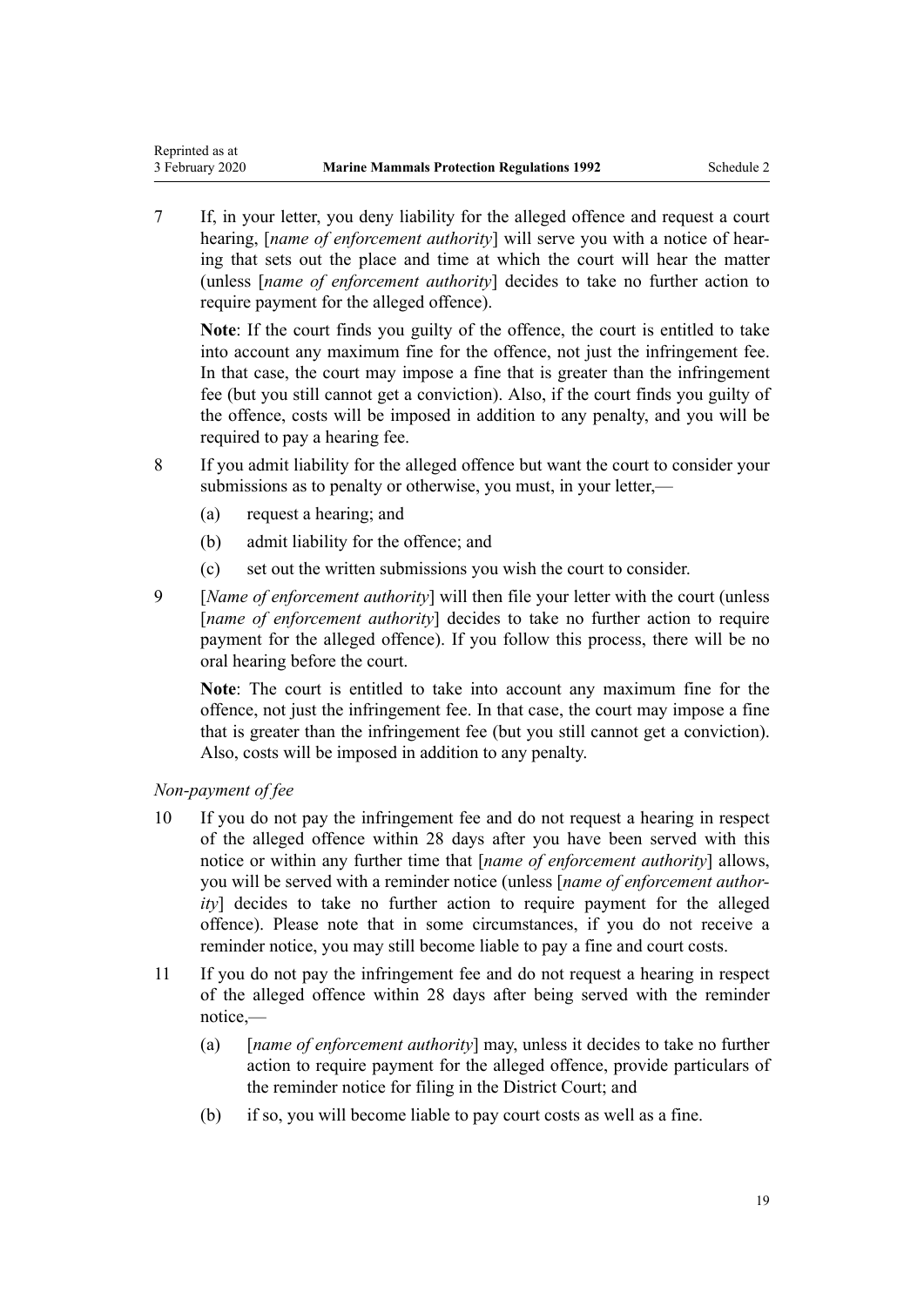7 If, in your letter, you deny liability for the alleged offence and request a court hearing, [*name of enforcement authority*] will serve you with a notice of hearing that sets out the place and time at which the court will hear the matter (unless [*name of enforcement authority*] decides to take no further action to require payment for the alleged offence).

**Note**: If the court finds you guilty of the offence, the court is entitled to take into account any maximum fine for the offence, not just the infringement fee. In that case, the court may impose a fine that is greater than the infringement fee (but you still cannot get a conviction). Also, if the court finds you guilty of the offence, costs will be imposed in addition to any penalty, and you will be required to pay a hearing fee.

8 If you admit liability for the alleged offence but want the court to consider your submissions as to penalty or otherwise, you must, in your letter,—

(a) request a hearing; and

(b) admit liability for the offence; and

(c) set out the written submissions you wish the court to consider.

9 [*Name of enforcement authority*] will then file your letter with the court (unless [*name of enforcement authority*] decides to take no further action to require payment for the alleged offence). If you follow this process, there will be no oral hearing before the court.

**Note**: The court is entitled to take into account any maximum fine for the offence, not just the infringement fee. In that case, the court may impose a fine that is greater than the infringement fee (but you still cannot get a conviction). Also, costs will be imposed in addition to any penalty.

*Non-payment of fee*

10 If you do not pay the infringement fee and do not request a hearing in respect of the alleged offence within 28 days after you have been served with this notice or within any further time that [*name of enforcement authority*] allows, you will be served with a reminder notice (unless [*name of enforcement authority*] decides to take no further action to require payment for the alleged offence). Please note that in some circumstances, if you do not receive a reminder notice, you may still become liable to pay a fine and court costs.

11 If you do not pay the infringement fee and do not request a hearing in respect of the alleged offence within 28 days after being served with the reminder notice,—

(a) [*name of enforcement authority*] may, unless it decides to take no further action to require payment for the alleged offence, provide particulars of the reminder notice for filing in the District Court; and

(b) if so, you will become liable to pay court costs as well as a fine.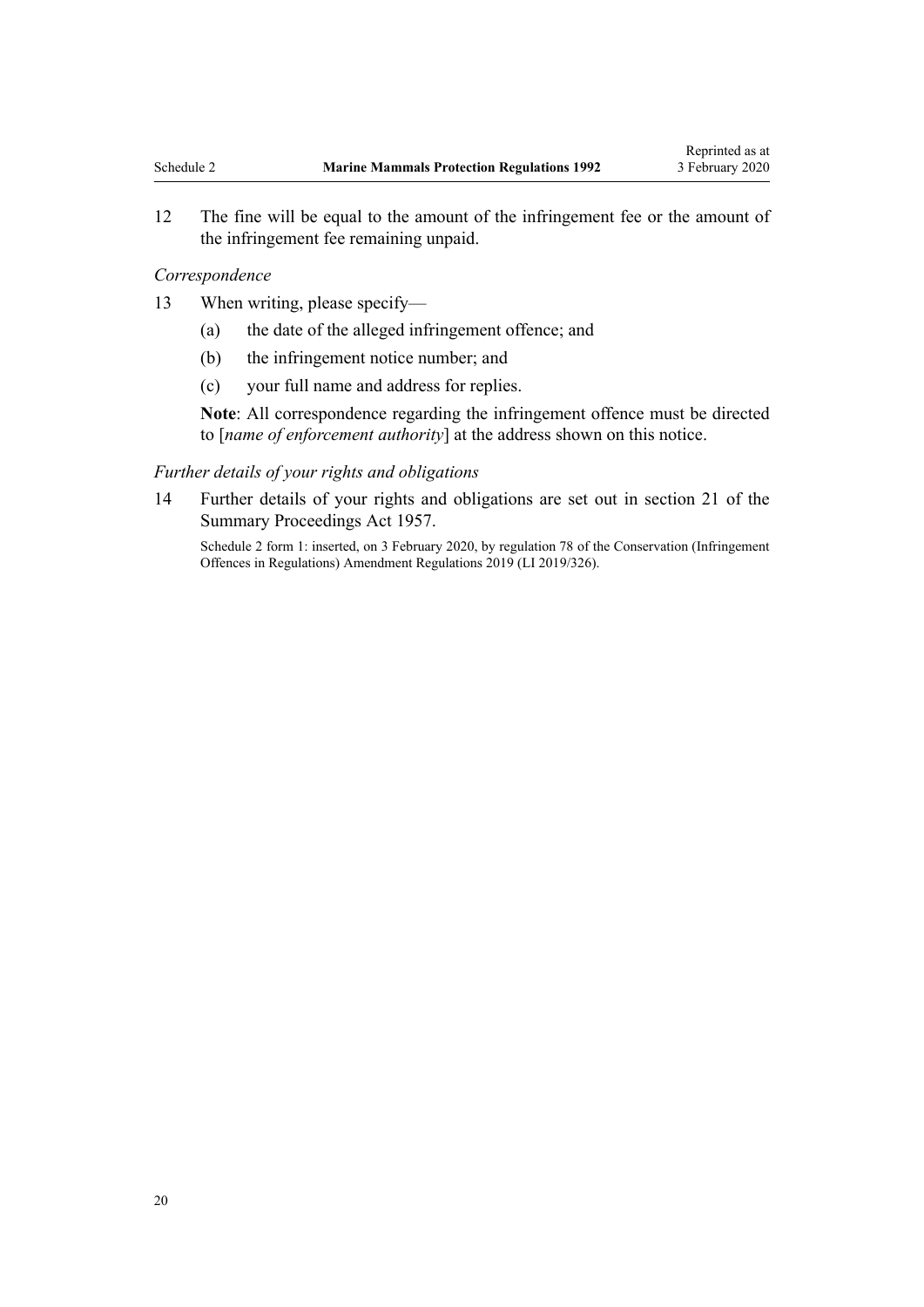12 The fine will be equal to the amount of the infringement fee or the amount of the infringement fee remaining unpaid.

*Correspondence*

13 When writing, please specify—

(a) the date of the alleged infringement offence; and

(b) the infringement notice number; and

(c) your full name and address for replies.

**Note**: All correspondence regarding the infringement offence must be directed to [*name of enforcement authority*] at the address shown on this notice.

*Further details of your rights and obligations*

14 Further details of your rights and obligations are set out in section 21 of the Summary Proceedings Act 1957.

Schedule 2 form 1: inserted, on 3 February 2020, by regulation 78 of the Conservation (Infringement Offences in Regulations) Amendment Regulations 2019 (LI 2019/326).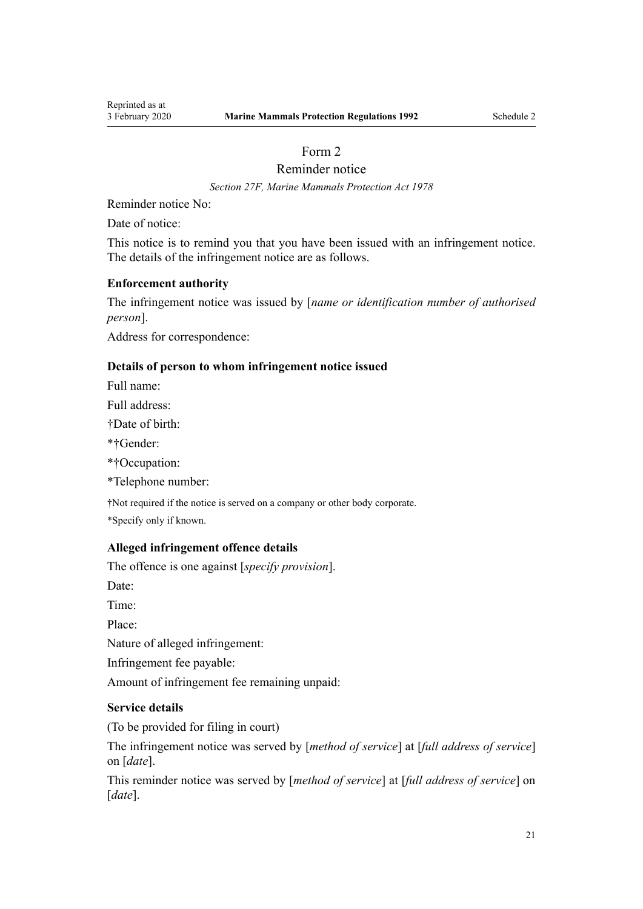# Form 2

## Reminder notice

*Section 27F, Marine Mammals Protection Act 1978*

Reminder notice No:

Date of notice:

This notice is to remind you that you have been issued with an infringement notice. The details of the infringement notice are as follows.

**Enforcement authority**

The infringement notice was issued by [*name or identification number of authorised person*].

Address for correspondence:

**Details of person to whom infringement notice issued**

Full name:

Full address:

†Date of birth:

*†Gender:

*†Occupation:

*Telephone number:

†Not required if the notice is served on a company or other body corporate.

*Specify only if known.

**Alleged infringement offence details**

The offence is one against [*specify provision*].

Date:

Time:

Place:

Nature of alleged infringement:

Infringement fee payable:

Amount of infringement fee remaining unpaid:

**Service details**

(To be provided for filing in court)

The infringement notice was served by [*method of service*] at [*full address of service*] on [*date*].

This reminder notice was served by [*method of service*] at [*full address of service*] on [*date*].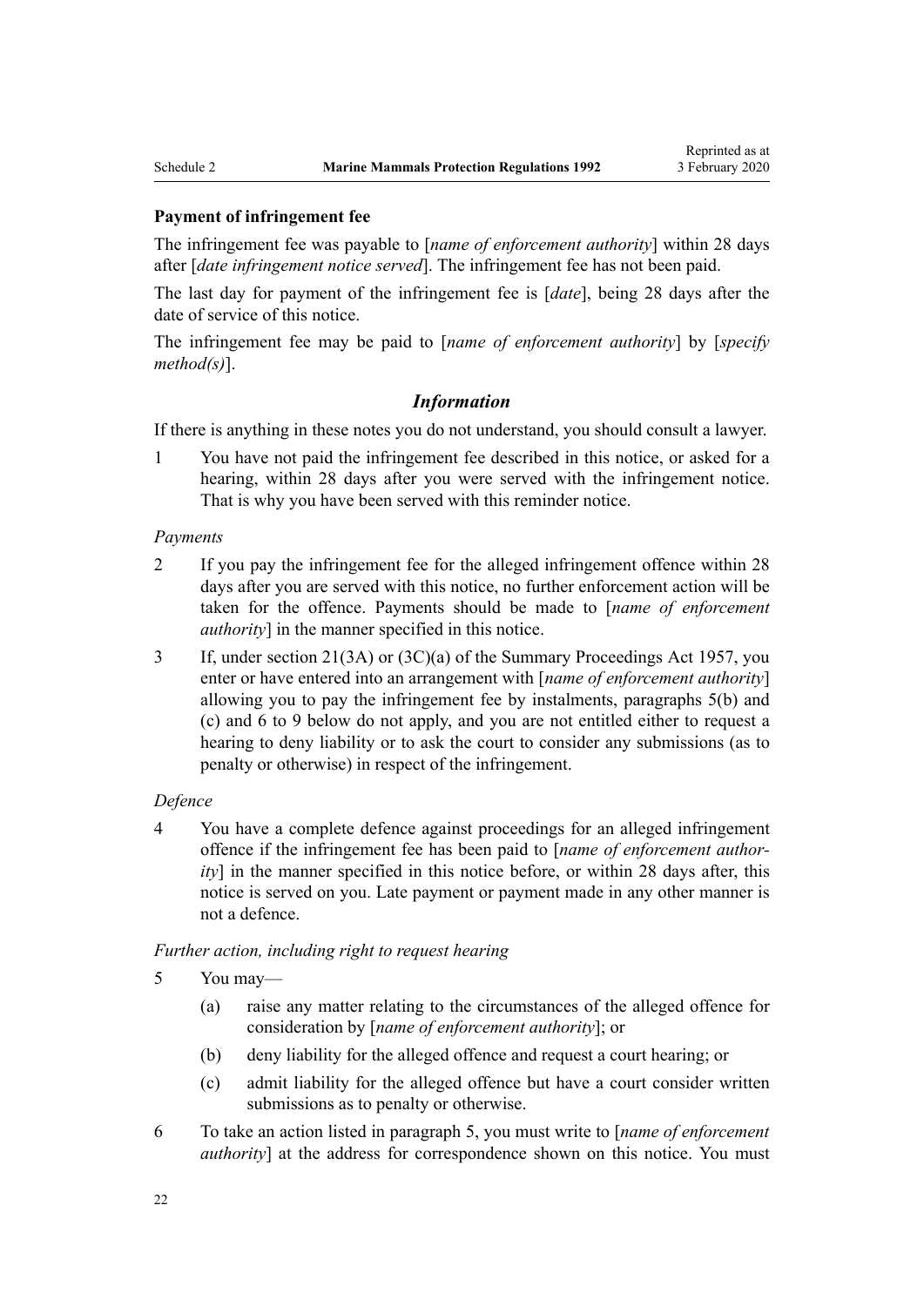**Payment of infringement fee**

The infringement fee was payable to [*name of enforcement authority*] within 28 days after [*date infringement notice served*]. The infringement fee has not been paid.

The last day for payment of the infringement fee is [*date*], being 28 days after the date of service of this notice.

The infringement fee may be paid to [*name of enforcement authority*] by [*specify method(s)*].

### *Information*

If there is anything in these notes you do not understand, you should consult a lawyer.

1 You have not paid the infringement fee described in this notice, or asked for a hearing, within 28 days after you were served with the infringement notice. That is why you have been served with this reminder notice.

*Payments*

2 If you pay the infringement fee for the alleged infringement offence within 28 days after you are served with this notice, no further enforcement action will be taken for the offence. Payments should be made to [*name of enforcement authority*] in the manner specified in this notice.

3 If, under section 21(3A) or (3C)(a) of the Summary Proceedings Act 1957, you enter or have entered into an arrangement with [*name of enforcement authority*] allowing you to pay the infringement fee by instalments, paragraphs 5(b) and (c) and 6 to 9 below do not apply, and you are not entitled either to request a hearing to deny liability or to ask the court to consider any submissions (as to penalty or otherwise) in respect of the infringement.

*Defence*

4 You have a complete defence against proceedings for an alleged infringement offence if the infringement fee has been paid to [*name of enforcement authority*] in the manner specified in this notice before, or within 28 days after, this notice is served on you. Late payment or payment made in any other manner is not a defence.

*Further action, including right to request hearing*

5 You may—

   (a) raise any matter relating to the circumstances of the alleged offence for consideration by [*name of enforcement authority*]; or

   (b) deny liability for the alleged offence and request a court hearing; or

   (c) admit liability for the alleged offence but have a court consider written submissions as to penalty or otherwise.

6 To take an action listed in paragraph 5, you must write to [*name of enforcement authority*] at the address for correspondence shown on this notice. You must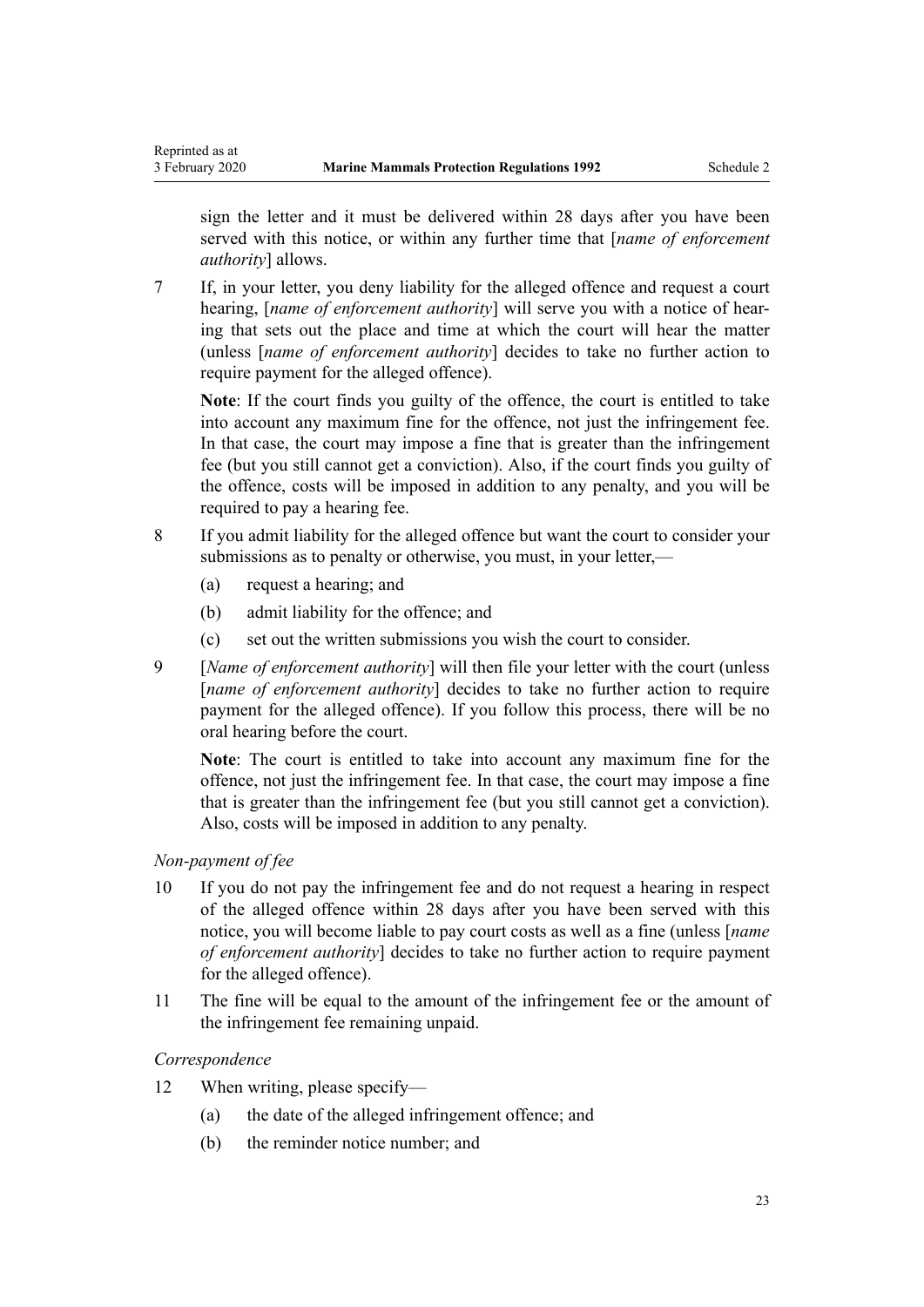sign the letter and it must be delivered within 28 days after you have been served with this notice, or within any further time that [*name of enforcement authority*] allows.

7 If, in your letter, you deny liability for the alleged offence and request a court hearing, [*name of enforcement authority*] will serve you with a notice of hearing that sets out the place and time at which the court will hear the matter (unless [*name of enforcement authority*] decides to take no further action to require payment for the alleged offence).

**Note**: If the court finds you guilty of the offence, the court is entitled to take into account any maximum fine for the offence, not just the infringement fee. In that case, the court may impose a fine that is greater than the infringement fee (but you still cannot get a conviction). Also, if the court finds you guilty of the offence, costs will be imposed in addition to any penalty, and you will be required to pay a hearing fee.

8 If you admit liability for the alleged offence but want the court to consider your submissions as to penalty or otherwise, you must, in your letter,—

(a) request a hearing; and

(b) admit liability for the offence; and

(c) set out the written submissions you wish the court to consider.

9 [*Name of enforcement authority*] will then file your letter with the court (unless [*name of enforcement authority*] decides to take no further action to require payment for the alleged offence). If you follow this process, there will be no oral hearing before the court.

**Note**: The court is entitled to take into account any maximum fine for the offence, not just the infringement fee. In that case, the court may impose a fine that is greater than the infringement fee (but you still cannot get a conviction). Also, costs will be imposed in addition to any penalty.

*Non-payment of fee*

10 If you do not pay the infringement fee and do not request a hearing in respect of the alleged offence within 28 days after you have been served with this notice, you will become liable to pay court costs as well as a fine (unless [*name of enforcement authority*] decides to take no further action to require payment for the alleged offence).

11 The fine will be equal to the amount of the infringement fee or the amount of the infringement fee remaining unpaid.

*Correspondence*

12 When writing, please specify—

(a) the date of the alleged infringement offence; and

(b) the reminder notice number; and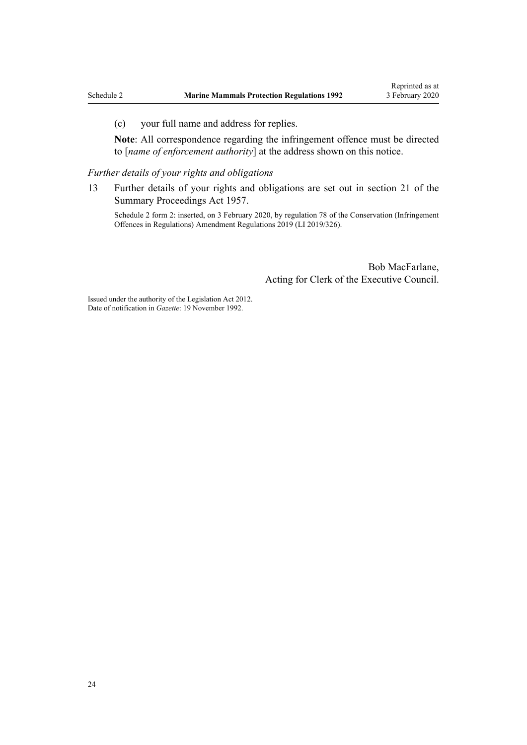(c) your full name and address for replies.

**Note**: All correspondence regarding the infringement offence must be directed to [*name of enforcement authority*] at the address shown on this notice.

*Further details of your rights and obligations*

13 Further details of your rights and obligations are set out in section 21 of the Summary Proceedings Act 1957.

Schedule 2 form 2: inserted, on 3 February 2020, by regulation 78 of the Conservation (Infringement Offences in Regulations) Amendment Regulations 2019 (LI 2019/326).

Bob MacFarlane,
Acting for Clerk of the Executive Council.

Issued under the authority of the Legislation Act 2012.
Date of notification in *Gazette*: 19 November 1992.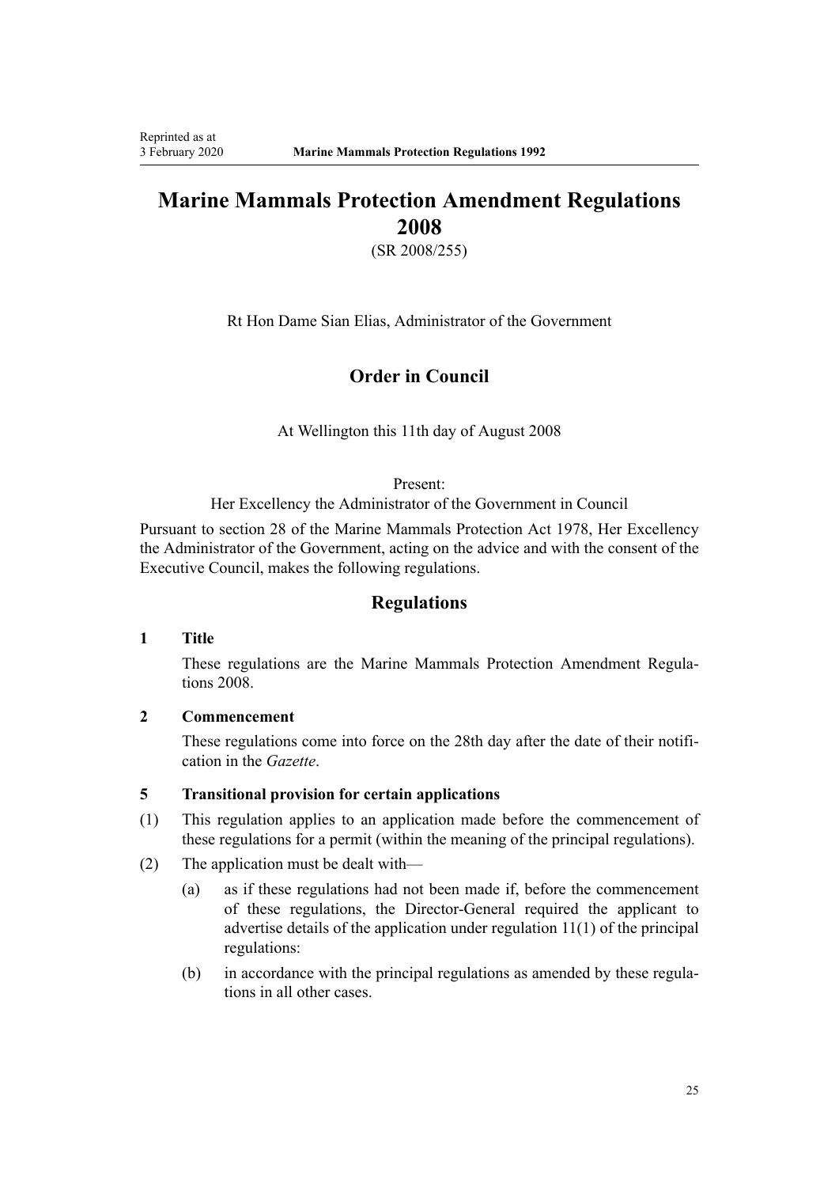# Marine Mammals Protection Amendment Regulations 2008

(SR 2008/255)

Rt Hon Dame Sian Elias, Administrator of the Government

## Order in Council

At Wellington this 11th day of August 2008

Present:

Her Excellency the Administrator of the Government in Council

Pursuant to section 28 of the Marine Mammals Protection Act 1978, Her Excellency the Administrator of the Government, acting on the advice and with the consent of the Executive Council, makes the following regulations.

## Regulations

### 1 Title

These regulations are the Marine Mammals Protection Amendment Regulations 2008.

### 2 Commencement

These regulations come into force on the 28th day after the date of their notification in the *Gazette*.

### 5 Transitional provision for certain applications

(1) This regulation applies to an application made before the commencement of these regulations for a permit (within the meaning of the principal regulations).

(2) The application must be dealt with—

(a) as if these regulations had not been made if, before the commencement of these regulations, the Director-General required the applicant to advertise details of the application under regulation 11(1) of the principal regulations:

(b) in accordance with the principal regulations as amended by these regulations in all other cases.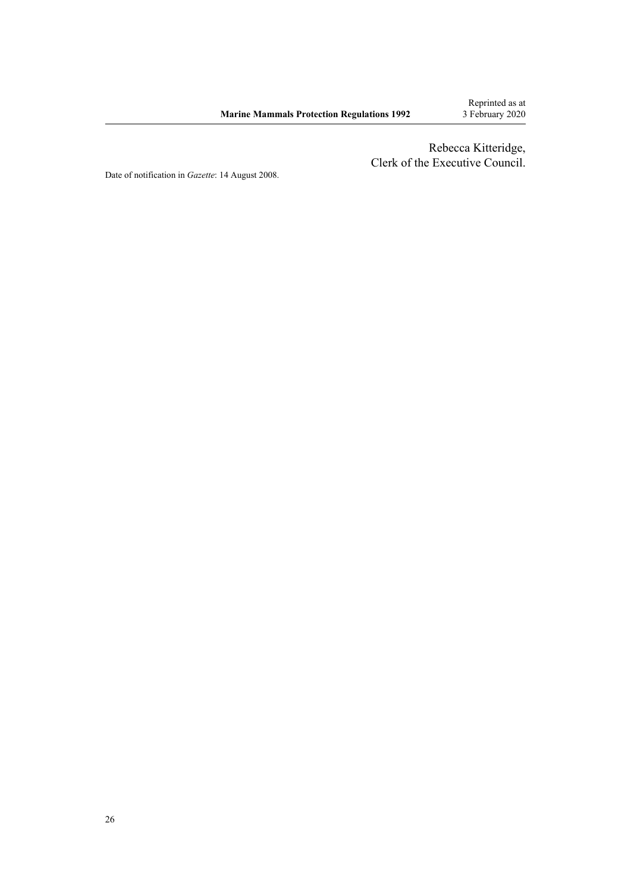Rebecca Kitteridge,
Clerk of the Executive Council.

Date of notification in *Gazette*: 14 August 2008.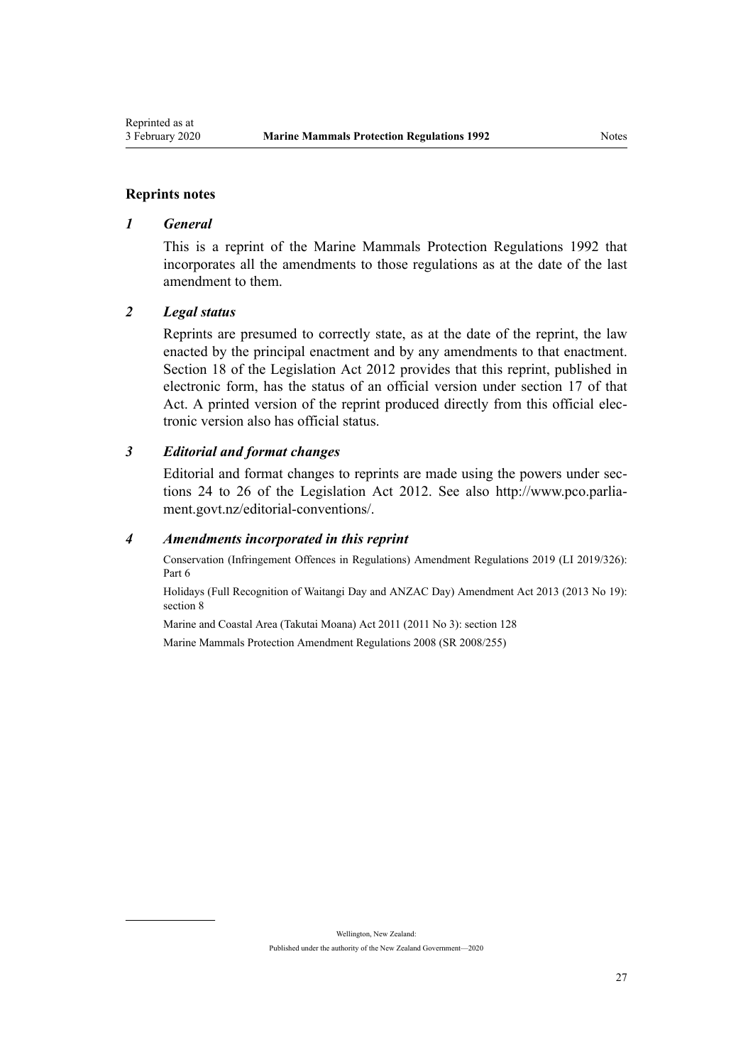## Reprints notes

### *1 General*

This is a reprint of the Marine Mammals Protection Regulations 1992 that incorporates all the amendments to those regulations as at the date of the last amendment to them.

### *2 Legal status*

Reprints are presumed to correctly state, as at the date of the reprint, the law enacted by the principal enactment and by any amendments to that enactment. Section 18 of the Legislation Act 2012 provides that this reprint, published in electronic form, has the status of an official version under section 17 of that Act. A printed version of the reprint produced directly from this official electronic version also has official status.

### *3 Editorial and format changes*

Editorial and format changes to reprints are made using the powers under sections 24 to 26 of the Legislation Act 2012. See also http://www.pco.parliament.govt.nz/editorial-conventions/.

### *4 Amendments incorporated in this reprint*

Conservation (Infringement Offences in Regulations) Amendment Regulations 2019 (LI 2019/326): Part 6

Holidays (Full Recognition of Waitangi Day and ANZAC Day) Amendment Act 2013 (2013 No 19): section 8

Marine and Coastal Area (Takutai Moana) Act 2011 (2011 No 3): section 128

Marine Mammals Protection Amendment Regulations 2008 (SR 2008/255)

Wellington, New Zealand:

Published under the authority of the New Zealand Government—2020